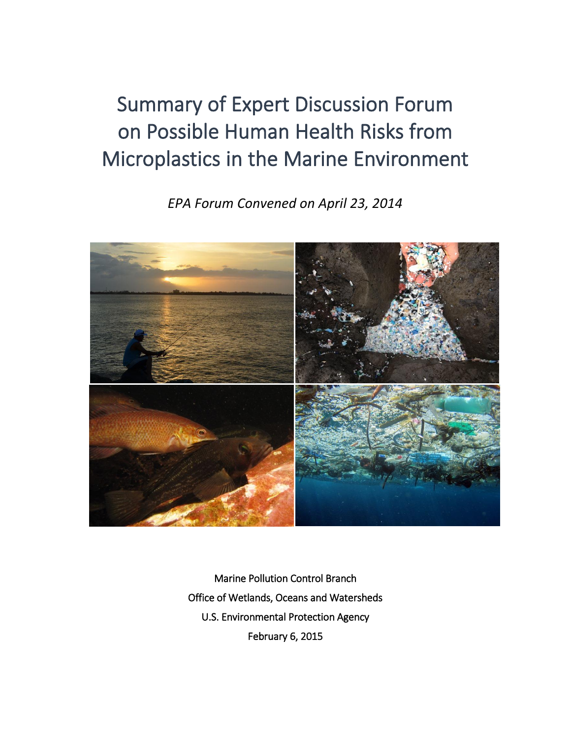# Summary of Expert Discussion Forum on Possible Human Health Risks from Microplastics in the Marine Environment

*EPA Forum Convened on April 23, 2014*

Marine Pollution Control Branch

Office of Wetlands, Oceans and Watersheds

U.S. Environmental Protection Agency

February 6, 2015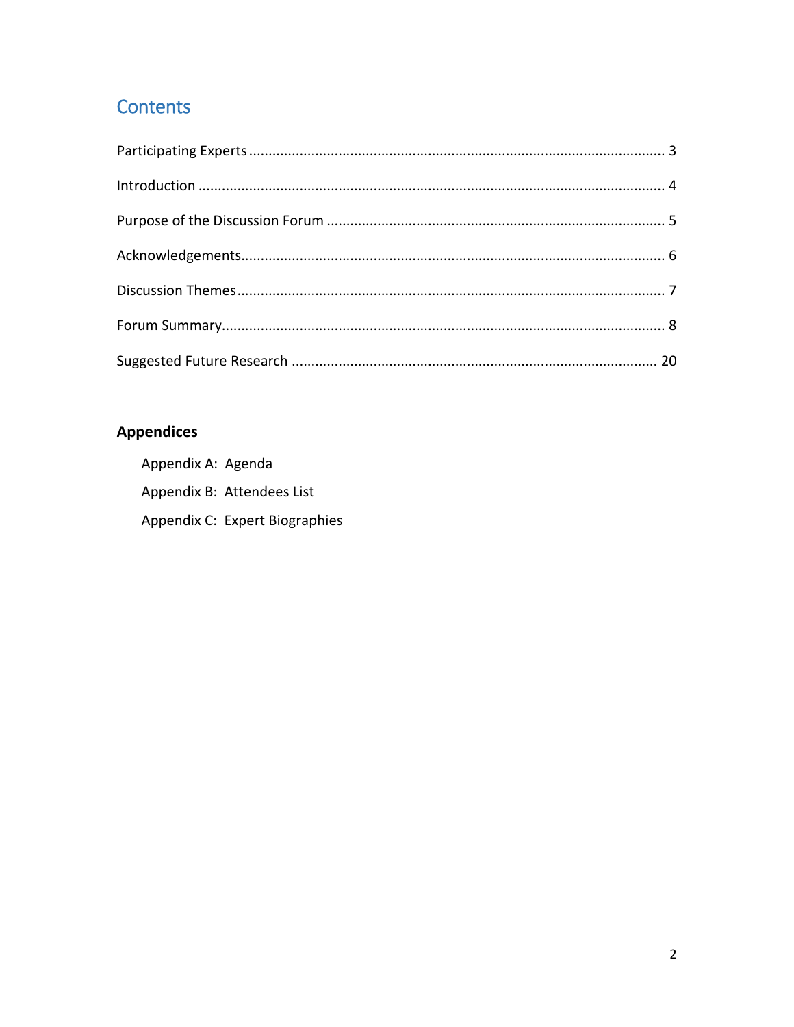# Contents

Participating Experts ........................................................................................................ 3

Introduction ........................................................................................................ 4

Purpose of the Discussion Forum ........................................................................................................ 5

Acknowledgements ........................................................................................................ 6

Discussion Themes ........................................................................................................ 7

Forum Summary ........................................................................................................ 8

Suggested Future Research ........................................................................................................ 20

## Appendices

Appendix A: Agenda

Appendix B: Attendees List

Appendix C: Expert Biographies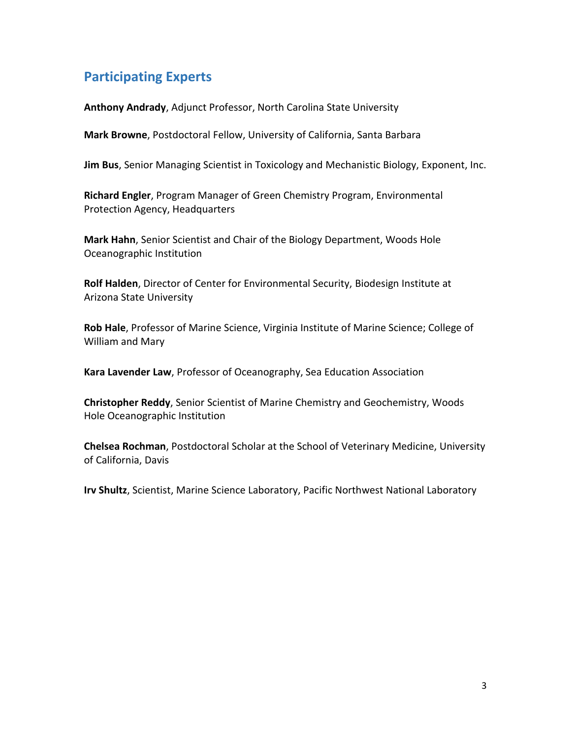## Participating Experts

**Anthony Andrady**, Adjunct Professor, North Carolina State University

**Mark Browne**, Postdoctoral Fellow, University of California, Santa Barbara

**Jim Bus**, Senior Managing Scientist in Toxicology and Mechanistic Biology, Exponent, Inc.

**Richard Engler**, Program Manager of Green Chemistry Program, Environmental Protection Agency, Headquarters

**Mark Hahn**, Senior Scientist and Chair of the Biology Department, Woods Hole Oceanographic Institution

**Rolf Halden**, Director of Center for Environmental Security, Biodesign Institute at Arizona State University

**Rob Hale**, Professor of Marine Science, Virginia Institute of Marine Science; College of William and Mary

**Kara Lavender Law**, Professor of Oceanography, Sea Education Association

**Christopher Reddy**, Senior Scientist of Marine Chemistry and Geochemistry, Woods Hole Oceanographic Institution

**Chelsea Rochman**, Postdoctoral Scholar at the School of Veterinary Medicine, University of California, Davis

**Irv Shultz**, Scientist, Marine Science Laboratory, Pacific Northwest National Laboratory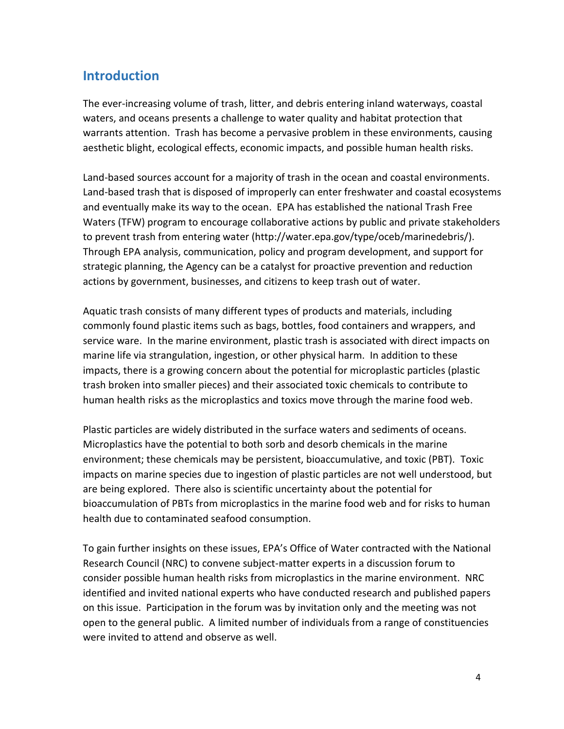## Introduction

The ever-increasing volume of trash, litter, and debris entering inland waterways, coastal waters, and oceans presents a challenge to water quality and habitat protection that warrants attention. Trash has become a pervasive problem in these environments, causing aesthetic blight, ecological effects, economic impacts, and possible human health risks.

Land-based sources account for a majority of trash in the ocean and coastal environments. Land-based trash that is disposed of improperly can enter freshwater and coastal ecosystems and eventually make its way to the ocean. EPA has established the national Trash Free Waters (TFW) program to encourage collaborative actions by public and private stakeholders to prevent trash from entering water (http://water.epa.gov/type/oceb/marinedebris/). Through EPA analysis, communication, policy and program development, and support for strategic planning, the Agency can be a catalyst for proactive prevention and reduction actions by government, businesses, and citizens to keep trash out of water.

Aquatic trash consists of many different types of products and materials, including commonly found plastic items such as bags, bottles, food containers and wrappers, and service ware. In the marine environment, plastic trash is associated with direct impacts on marine life via strangulation, ingestion, or other physical harm. In addition to these impacts, there is a growing concern about the potential for microplastic particles (plastic trash broken into smaller pieces) and their associated toxic chemicals to contribute to human health risks as the microplastics and toxics move through the marine food web.

Plastic particles are widely distributed in the surface waters and sediments of oceans. Microplastics have the potential to both sorb and desorb chemicals in the marine environment; these chemicals may be persistent, bioaccumulative, and toxic (PBT). Toxic impacts on marine species due to ingestion of plastic particles are not well understood, but are being explored. There also is scientific uncertainty about the potential for bioaccumulation of PBTs from microplastics in the marine food web and for risks to human health due to contaminated seafood consumption.

To gain further insights on these issues, EPA's Office of Water contracted with the National Research Council (NRC) to convene subject-matter experts in a discussion forum to consider possible human health risks from microplastics in the marine environment. NRC identified and invited national experts who have conducted research and published papers on this issue. Participation in the forum was by invitation only and the meeting was not open to the general public. A limited number of individuals from a range of constituencies were invited to attend and observe as well.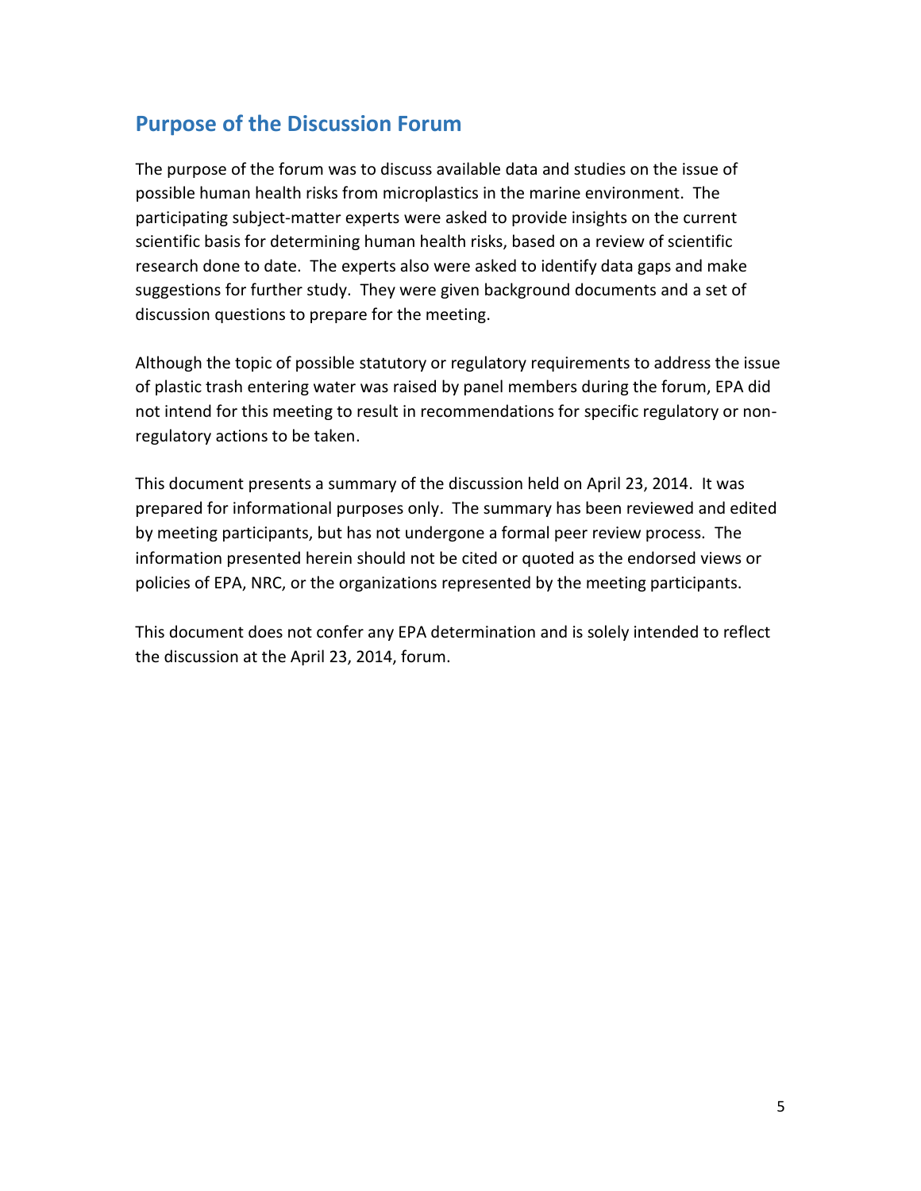## Purpose of the Discussion Forum

The purpose of the forum was to discuss available data and studies on the issue of possible human health risks from microplastics in the marine environment. The participating subject-matter experts were asked to provide insights on the current scientific basis for determining human health risks, based on a review of scientific research done to date. The experts also were asked to identify data gaps and make suggestions for further study. They were given background documents and a set of discussion questions to prepare for the meeting.

Although the topic of possible statutory or regulatory requirements to address the issue of plastic trash entering water was raised by panel members during the forum, EPA did not intend for this meeting to result in recommendations for specific regulatory or non-regulatory actions to be taken.

This document presents a summary of the discussion held on April 23, 2014. It was prepared for informational purposes only. The summary has been reviewed and edited by meeting participants, but has not undergone a formal peer review process. The information presented herein should not be cited or quoted as the endorsed views or policies of EPA, NRC, or the organizations represented by the meeting participants.

This document does not confer any EPA determination and is solely intended to reflect the discussion at the April 23, 2014, forum.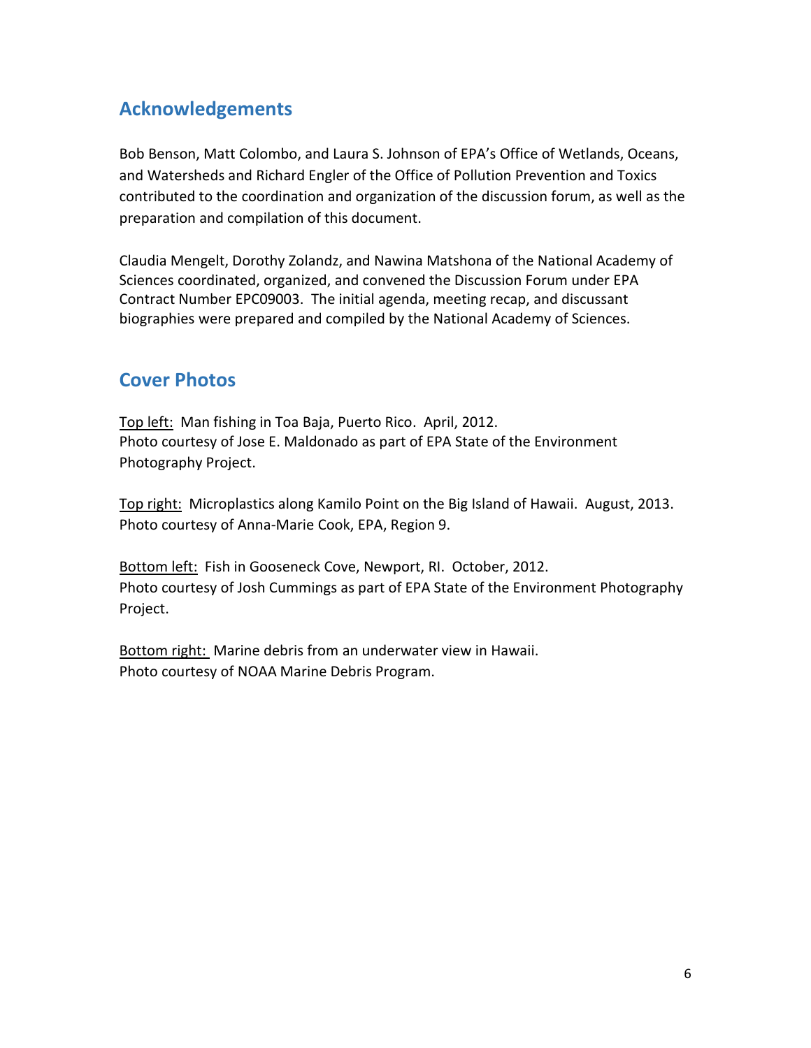## Acknowledgements

Bob Benson, Matt Colombo, and Laura S. Johnson of EPA's Office of Wetlands, Oceans, and Watersheds and Richard Engler of the Office of Pollution Prevention and Toxics contributed to the coordination and organization of the discussion forum, as well as the preparation and compilation of this document.

Claudia Mengelt, Dorothy Zolandz, and Nawina Matshona of the National Academy of Sciences coordinated, organized, and convened the Discussion Forum under EPA Contract Number EPC09003. The initial agenda, meeting recap, and discussant biographies were prepared and compiled by the National Academy of Sciences.

## Cover Photos

Top left: Man fishing in Toa Baja, Puerto Rico. April, 2012.
Photo courtesy of Jose E. Maldonado as part of EPA State of the Environment Photography Project.

Top right: Microplastics along Kamilo Point on the Big Island of Hawaii. August, 2013.
Photo courtesy of Anna-Marie Cook, EPA, Region 9.

Bottom left: Fish in Gooseneck Cove, Newport, RI. October, 2012.
Photo courtesy of Josh Cummings as part of EPA State of the Environment Photography Project.

Bottom right: Marine debris from an underwater view in Hawaii.
Photo courtesy of NOAA Marine Debris Program.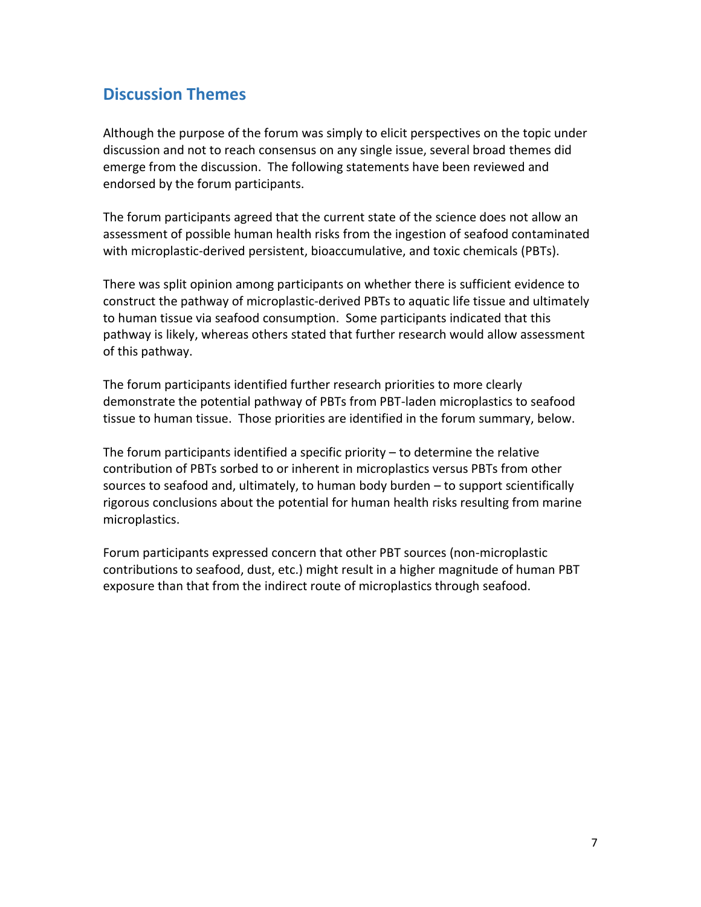## Discussion Themes

Although the purpose of the forum was simply to elicit perspectives on the topic under discussion and not to reach consensus on any single issue, several broad themes did emerge from the discussion. The following statements have been reviewed and endorsed by the forum participants.

The forum participants agreed that the current state of the science does not allow an assessment of possible human health risks from the ingestion of seafood contaminated with microplastic-derived persistent, bioaccumulative, and toxic chemicals (PBTs).

There was split opinion among participants on whether there is sufficient evidence to construct the pathway of microplastic-derived PBTs to aquatic life tissue and ultimately to human tissue via seafood consumption. Some participants indicated that this pathway is likely, whereas others stated that further research would allow assessment of this pathway.

The forum participants identified further research priorities to more clearly demonstrate the potential pathway of PBTs from PBT-laden microplastics to seafood tissue to human tissue. Those priorities are identified in the forum summary, below.

The forum participants identified a specific priority – to determine the relative contribution of PBTs sorbed to or inherent in microplastics versus PBTs from other sources to seafood and, ultimately, to human body burden – to support scientifically rigorous conclusions about the potential for human health risks resulting from marine microplastics.

Forum participants expressed concern that other PBT sources (non-microplastic contributions to seafood, dust, etc.) might result in a higher magnitude of human PBT exposure than that from the indirect route of microplastics through seafood.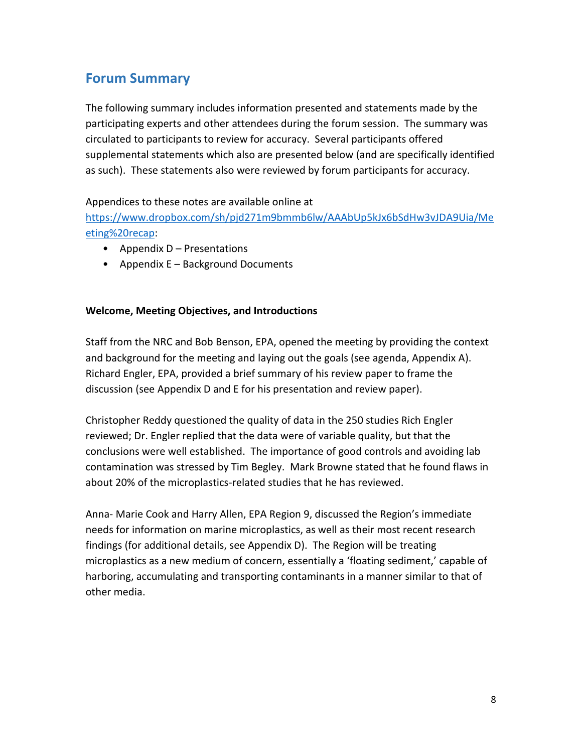## Forum Summary

The following summary includes information presented and statements made by the participating experts and other attendees during the forum session. The summary was circulated to participants to review for accuracy. Several participants offered supplemental statements which also are presented below (and are specifically identified as such). These statements also were reviewed by forum participants for accuracy.

Appendices to these notes are available online at [https://www.dropbox.com/sh/pjd271m9bmmb6lw/AAAbUp5kJx6bSdHw3vJDA9Uia/Meeting%20recap](https://www.dropbox.com/sh/pjd271m9bmmb6lw/AAAbUp5kJx6bSdHw3vJDA9Uia/Meeting%20recap):

- Appendix D – Presentations
- Appendix E – Background Documents

**Welcome, Meeting Objectives, and Introductions**

Staff from the NRC and Bob Benson, EPA, opened the meeting by providing the context and background for the meeting and laying out the goals (see agenda, Appendix A). Richard Engler, EPA, provided a brief summary of his review paper to frame the discussion (see Appendix D and E for his presentation and review paper).

Christopher Reddy questioned the quality of data in the 250 studies Rich Engler reviewed; Dr. Engler replied that the data were of variable quality, but that the conclusions were well established. The importance of good controls and avoiding lab contamination was stressed by Tim Begley. Mark Browne stated that he found flaws in about 20% of the microplastics-related studies that he has reviewed.

Anna- Marie Cook and Harry Allen, EPA Region 9, discussed the Region's immediate needs for information on marine microplastics, as well as their most recent research findings (for additional details, see Appendix D). The Region will be treating microplastics as a new medium of concern, essentially a 'floating sediment,' capable of harboring, accumulating and transporting contaminants in a manner similar to that of other media.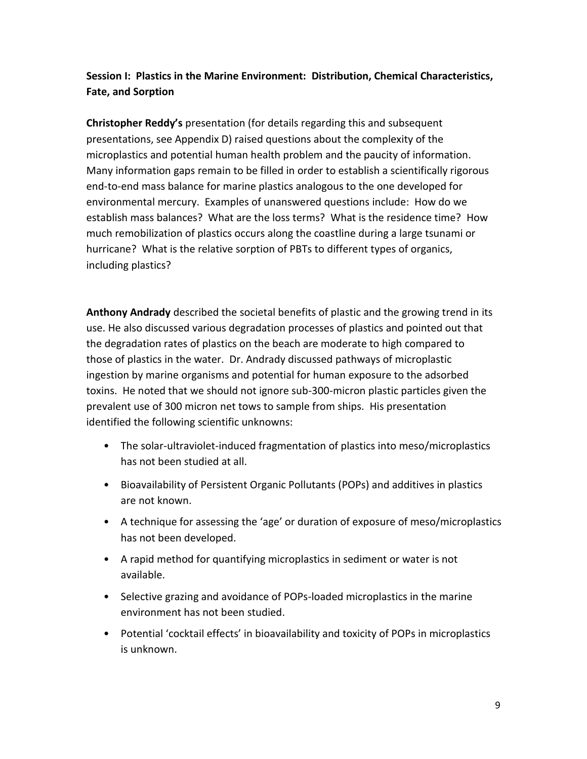**Session I: Plastics in the Marine Environment: Distribution, Chemical Characteristics, Fate, and Sorption**

**Christopher Reddy's** presentation (for details regarding this and subsequent presentations, see Appendix D) raised questions about the complexity of the microplastics and potential human health problem and the paucity of information. Many information gaps remain to be filled in order to establish a scientifically rigorous end-to-end mass balance for marine plastics analogous to the one developed for environmental mercury. Examples of unanswered questions include: How do we establish mass balances? What are the loss terms? What is the residence time? How much remobilization of plastics occurs along the coastline during a large tsunami or hurricane? What is the relative sorption of PBTs to different types of organics, including plastics?

**Anthony Andrady** described the societal benefits of plastic and the growing trend in its use. He also discussed various degradation processes of plastics and pointed out that the degradation rates of plastics on the beach are moderate to high compared to those of plastics in the water. Dr. Andrady discussed pathways of microplastic ingestion by marine organisms and potential for human exposure to the adsorbed toxins. He noted that we should not ignore sub-300-micron plastic particles given the prevalent use of 300 micron net tows to sample from ships. His presentation identified the following scientific unknowns:

- The solar-ultraviolet-induced fragmentation of plastics into meso/microplastics has not been studied at all.
- Bioavailability of Persistent Organic Pollutants (POPs) and additives in plastics are not known.
- A technique for assessing the 'age' or duration of exposure of meso/microplastics has not been developed.
- A rapid method for quantifying microplastics in sediment or water is not available.
- Selective grazing and avoidance of POPs-loaded microplastics in the marine environment has not been studied.
- Potential 'cocktail effects' in bioavailability and toxicity of POPs in microplastics is unknown.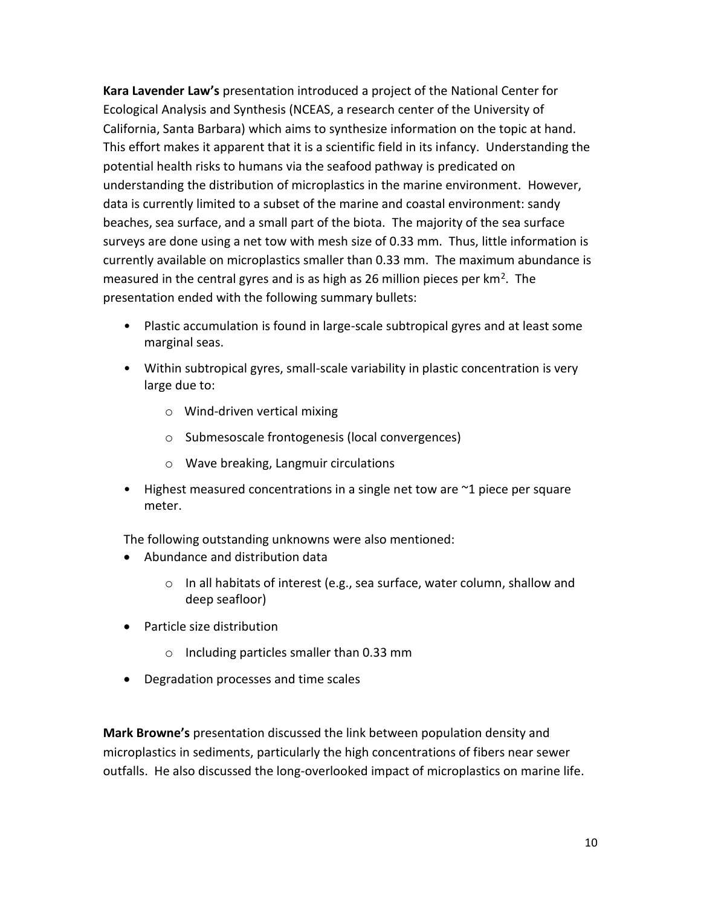**Kara Lavender Law's** presentation introduced a project of the National Center for Ecological Analysis and Synthesis (NCEAS, a research center of the University of California, Santa Barbara) which aims to synthesize information on the topic at hand. This effort makes it apparent that it is a scientific field in its infancy. Understanding the potential health risks to humans via the seafood pathway is predicated on understanding the distribution of microplastics in the marine environment. However, data is currently limited to a subset of the marine and coastal environment: sandy beaches, sea surface, and a small part of the biota. The majority of the sea surface surveys are done using a net tow with mesh size of 0.33 mm. Thus, little information is currently available on microplastics smaller than 0.33 mm. The maximum abundance is measured in the central gyres and is as high as 26 million pieces per $km^2$. The presentation ended with the following summary bullets:

- Plastic accumulation is found in large-scale subtropical gyres and at least some marginal seas.
- Within subtropical gyres, small-scale variability in plastic concentration is very large due to:
  - Wind-driven vertical mixing
  - Submesoscale frontogenesis (local convergences)
  - Wave breaking, Langmuir circulations
- Highest measured concentrations in a single net tow are ~1 piece per square meter.

The following outstanding unknowns were also mentioned:

- Abundance and distribution data
  - In all habitats of interest (e.g., sea surface, water column, shallow and deep seafloor)
- Particle size distribution
  - Including particles smaller than 0.33 mm
- Degradation processes and time scales

**Mark Browne's** presentation discussed the link between population density and microplastics in sediments, particularly the high concentrations of fibers near sewer outfalls. He also discussed the long-overlooked impact of microplastics on marine life.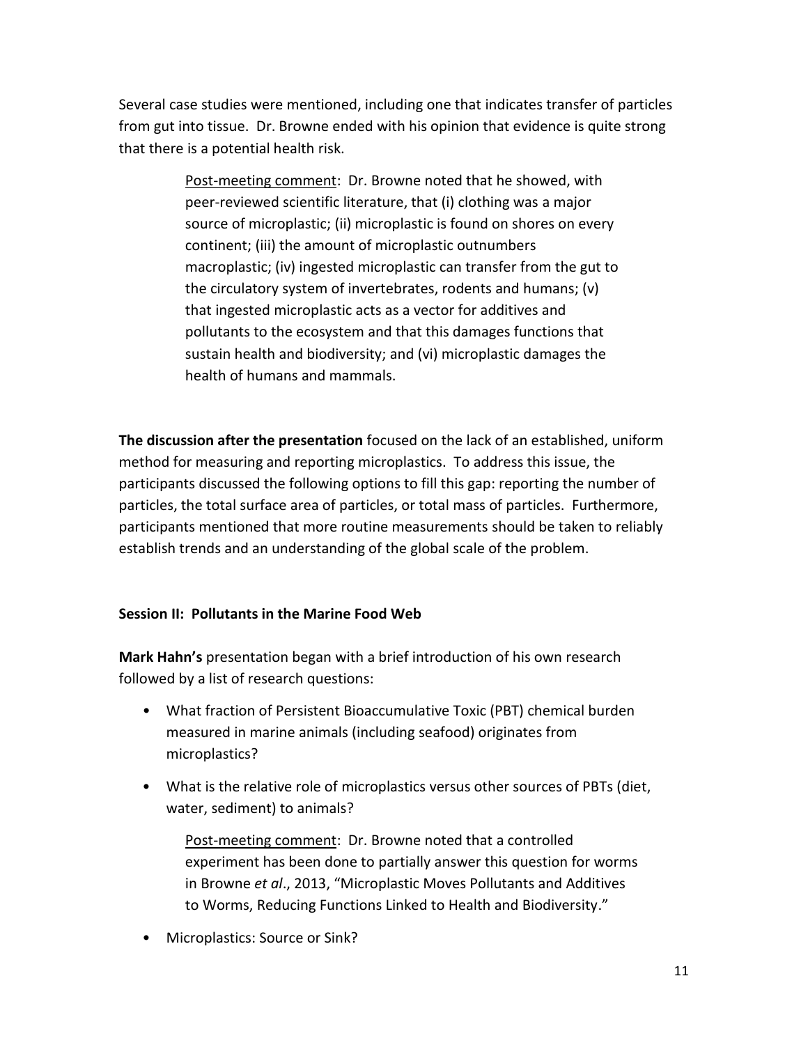Several case studies were mentioned, including one that indicates transfer of particles from gut into tissue. Dr. Browne ended with his opinion that evidence is quite strong that there is a potential health risk.

> Post-meeting comment: Dr. Browne noted that he showed, with peer-reviewed scientific literature, that (i) clothing was a major source of microplastic; (ii) microplastic is found on shores on every continent; (iii) the amount of microplastic outnumbers macroplastic; (iv) ingested microplastic can transfer from the gut to the circulatory system of invertebrates, rodents and humans; (v) that ingested microplastic acts as a vector for additives and pollutants to the ecosystem and that this damages functions that sustain health and biodiversity; and (vi) microplastic damages the health of humans and mammals.

**The discussion after the presentation** focused on the lack of an established, uniform method for measuring and reporting microplastics. To address this issue, the participants discussed the following options to fill this gap: reporting the number of particles, the total surface area of particles, or total mass of particles. Furthermore, participants mentioned that more routine measurements should be taken to reliably establish trends and an understanding of the global scale of the problem.

### Session II: Pollutants in the Marine Food Web

**Mark Hahn's** presentation began with a brief introduction of his own research followed by a list of research questions:

- What fraction of Persistent Bioaccumulative Toxic (PBT) chemical burden measured in marine animals (including seafood) originates from microplastics?
- What is the relative role of microplastics versus other sources of PBTs (diet, water, sediment) to animals?

  > Post-meeting comment: Dr. Browne noted that a controlled experiment has been done to partially answer this question for worms in Browne *et al*., 2013, "Microplastic Moves Pollutants and Additives to Worms, Reducing Functions Linked to Health and Biodiversity."

- Microplastics: Source or Sink?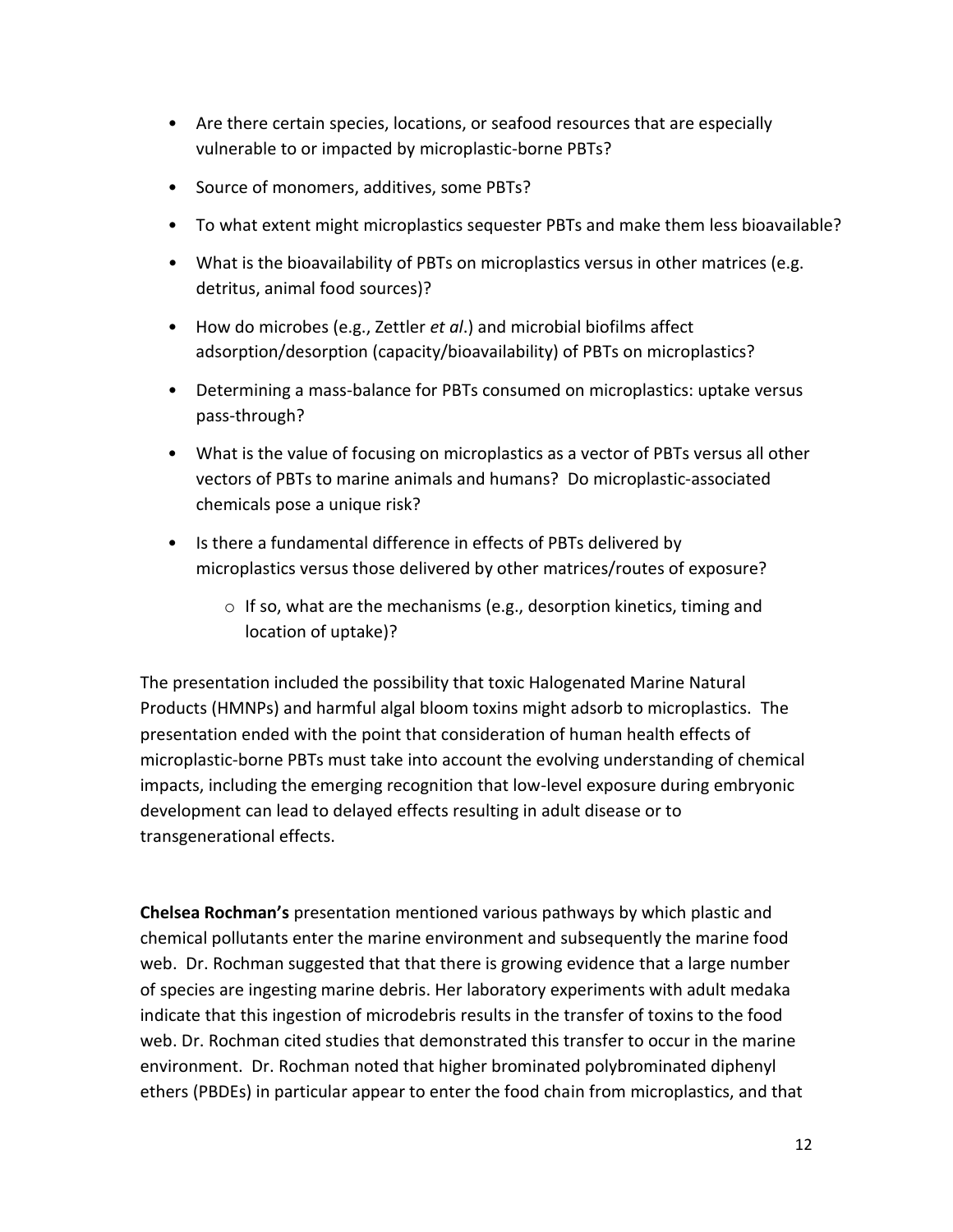- Are there certain species, locations, or seafood resources that are especially vulnerable to or impacted by microplastic-borne PBTs?
- Source of monomers, additives, some PBTs?
- To what extent might microplastics sequester PBTs and make them less bioavailable?
- What is the bioavailability of PBTs on microplastics versus in other matrices (e.g. detritus, animal food sources)?
- How do microbes (e.g., Zettler *et al*.) and microbial biofilms affect adsorption/desorption (capacity/bioavailability) of PBTs on microplastics?
- Determining a mass-balance for PBTs consumed on microplastics: uptake versus pass-through?
- What is the value of focusing on microplastics as a vector of PBTs versus all other vectors of PBTs to marine animals and humans? Do microplastic-associated chemicals pose a unique risk?
- Is there a fundamental difference in effects of PBTs delivered by microplastics versus those delivered by other matrices/routes of exposure?
    - If so, what are the mechanisms (e.g., desorption kinetics, timing and location of uptake)?

The presentation included the possibility that toxic Halogenated Marine Natural Products (HMNPs) and harmful algal bloom toxins might adsorb to microplastics. The presentation ended with the point that consideration of human health effects of microplastic-borne PBTs must take into account the evolving understanding of chemical impacts, including the emerging recognition that low-level exposure during embryonic development can lead to delayed effects resulting in adult disease or to transgenerational effects.

**Chelsea Rochman's** presentation mentioned various pathways by which plastic and chemical pollutants enter the marine environment and subsequently the marine food web. Dr. Rochman suggested that that there is growing evidence that a large number of species are ingesting marine debris. Her laboratory experiments with adult medaka indicate that this ingestion of microdebris results in the transfer of toxins to the food web. Dr. Rochman cited studies that demonstrated this transfer to occur in the marine environment. Dr. Rochman noted that higher brominated polybrominated diphenyl ethers (PBDEs) in particular appear to enter the food chain from microplastics, and that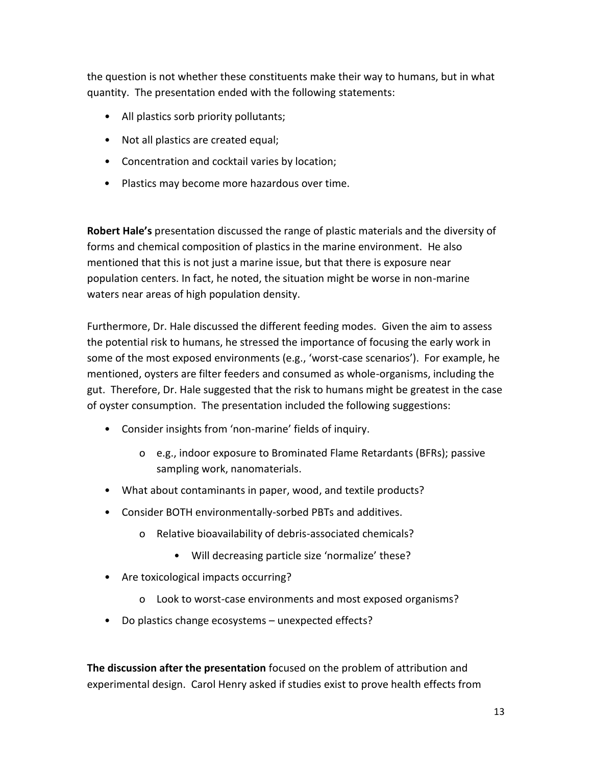the question is not whether these constituents make their way to humans, but in what quantity. The presentation ended with the following statements:

- All plastics sorb priority pollutants;
- Not all plastics are created equal;
- Concentration and cocktail varies by location;
- Plastics may become more hazardous over time.

**Robert Hale's** presentation discussed the range of plastic materials and the diversity of forms and chemical composition of plastics in the marine environment. He also mentioned that this is not just a marine issue, but that there is exposure near population centers. In fact, he noted, the situation might be worse in non-marine waters near areas of high population density.

Furthermore, Dr. Hale discussed the different feeding modes. Given the aim to assess the potential risk to humans, he stressed the importance of focusing the early work in some of the most exposed environments (e.g., 'worst-case scenarios'). For example, he mentioned, oysters are filter feeders and consumed as whole-organisms, including the gut. Therefore, Dr. Hale suggested that the risk to humans might be greatest in the case of oyster consumption. The presentation included the following suggestions:

- Consider insights from 'non-marine' fields of inquiry.
  - e.g., indoor exposure to Brominated Flame Retardants (BFRs); passive sampling work, nanomaterials.
- What about contaminants in paper, wood, and textile products?
- Consider BOTH environmentally-sorbed PBTs and additives.
  - Relative bioavailability of debris-associated chemicals?
    - Will decreasing particle size 'normalize' these?
- Are toxicological impacts occurring?
  - Look to worst-case environments and most exposed organisms?
- Do plastics change ecosystems – unexpected effects?

**The discussion after the presentation** focused on the problem of attribution and experimental design. Carol Henry asked if studies exist to prove health effects from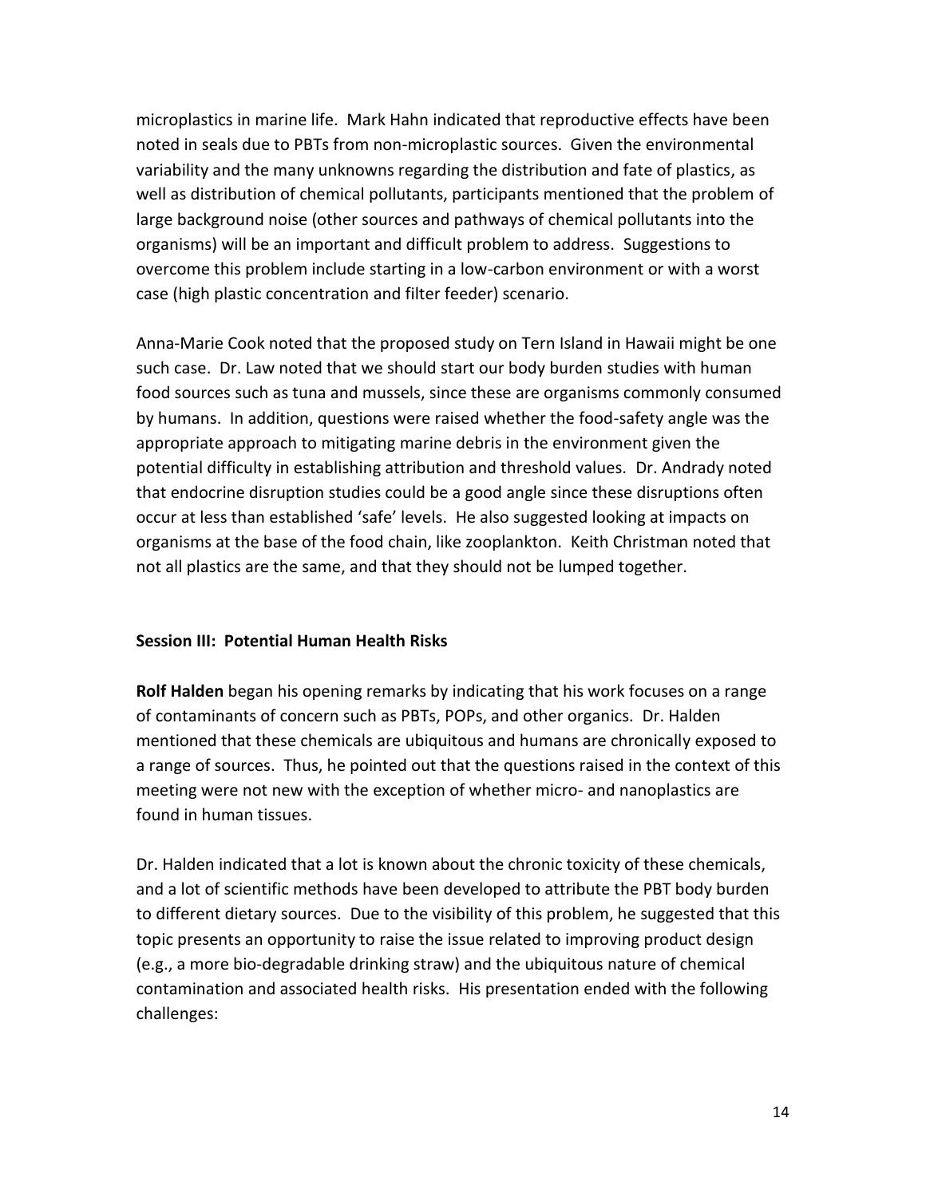microplastics in marine life. Mark Hahn indicated that reproductive effects have been noted in seals due to PBTs from non-microplastic sources. Given the environmental variability and the many unknowns regarding the distribution and fate of plastics, as well as distribution of chemical pollutants, participants mentioned that the problem of large background noise (other sources and pathways of chemical pollutants into the organisms) will be an important and difficult problem to address. Suggestions to overcome this problem include starting in a low-carbon environment or with a worst case (high plastic concentration and filter feeder) scenario.

Anna-Marie Cook noted that the proposed study on Tern Island in Hawaii might be one such case. Dr. Law noted that we should start our body burden studies with human food sources such as tuna and mussels, since these are organisms commonly consumed by humans. In addition, questions were raised whether the food-safety angle was the appropriate approach to mitigating marine debris in the environment given the potential difficulty in establishing attribution and threshold values. Dr. Andrady noted that endocrine disruption studies could be a good angle since these disruptions often occur at less than established 'safe' levels. He also suggested looking at impacts on organisms at the base of the food chain, like zooplankton. Keith Christman noted that not all plastics are the same, and that they should not be lumped together.

### Session III: Potential Human Health Risks

**Rolf Halden** began his opening remarks by indicating that his work focuses on a range of contaminants of concern such as PBTs, POPs, and other organics. Dr. Halden mentioned that these chemicals are ubiquitous and humans are chronically exposed to a range of sources. Thus, he pointed out that the questions raised in the context of this meeting were not new with the exception of whether micro- and nanoplastics are found in human tissues.

Dr. Halden indicated that a lot is known about the chronic toxicity of these chemicals, and a lot of scientific methods have been developed to attribute the PBT body burden to different dietary sources. Due to the visibility of this problem, he suggested that this topic presents an opportunity to raise the issue related to improving product design (e.g., a more bio-degradable drinking straw) and the ubiquitous nature of chemical contamination and associated health risks. His presentation ended with the following challenges: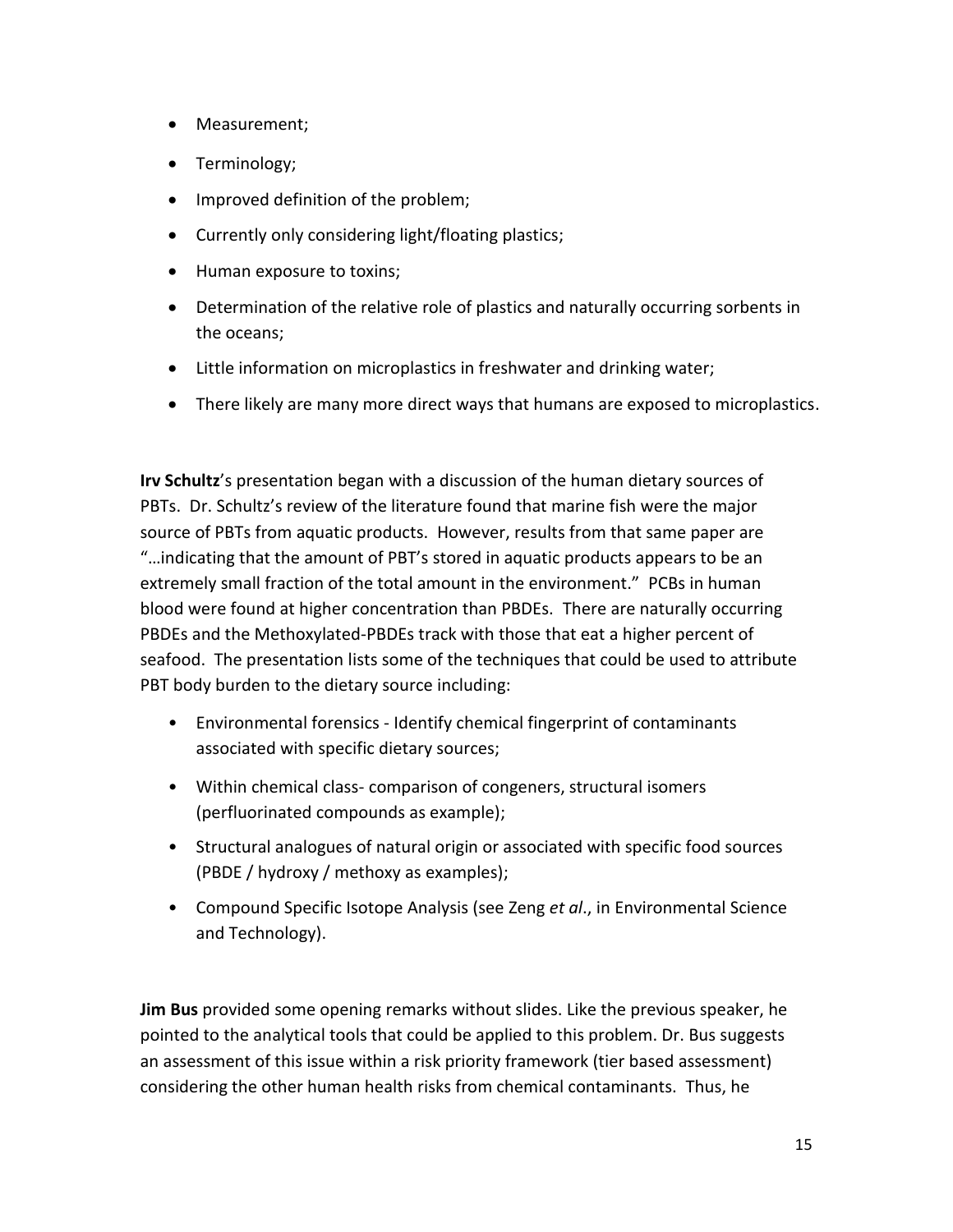- Measurement;
- Terminology;
- Improved definition of the problem;
- Currently only considering light/floating plastics;
- Human exposure to toxins;
- Determination of the relative role of plastics and naturally occurring sorbents in the oceans;
- Little information on microplastics in freshwater and drinking water;
- There likely are many more direct ways that humans are exposed to microplastics.

**Irv Schultz**'s presentation began with a discussion of the human dietary sources of PBTs. Dr. Schultz's review of the literature found that marine fish were the major source of PBTs from aquatic products. However, results from that same paper are "…indicating that the amount of PBT's stored in aquatic products appears to be an extremely small fraction of the total amount in the environment." PCBs in human blood were found at higher concentration than PBDEs. There are naturally occurring PBDEs and the Methoxylated-PBDEs track with those that eat a higher percent of seafood. The presentation lists some of the techniques that could be used to attribute PBT body burden to the dietary source including:

- Environmental forensics - Identify chemical fingerprint of contaminants associated with specific dietary sources;
- Within chemical class- comparison of congeners, structural isomers (perfluorinated compounds as example);
- Structural analogues of natural origin or associated with specific food sources (PBDE / hydroxy / methoxy as examples);
- Compound Specific Isotope Analysis (see Zeng *et al*., in Environmental Science and Technology).

**Jim Bus** provided some opening remarks without slides. Like the previous speaker, he pointed to the analytical tools that could be applied to this problem. Dr. Bus suggests an assessment of this issue within a risk priority framework (tier based assessment) considering the other human health risks from chemical contaminants. Thus, he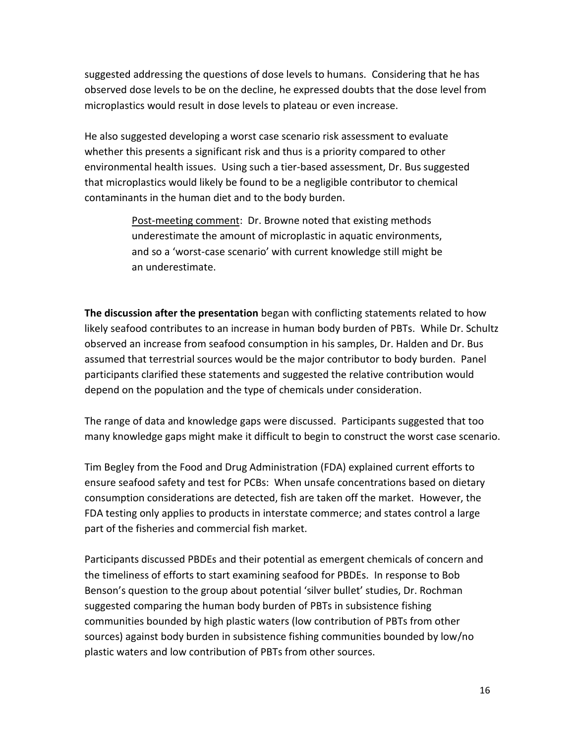suggested addressing the questions of dose levels to humans. Considering that he has observed dose levels to be on the decline, he expressed doubts that the dose level from microplastics would result in dose levels to plateau or even increase.

He also suggested developing a worst case scenario risk assessment to evaluate whether this presents a significant risk and thus is a priority compared to other environmental health issues. Using such a tier-based assessment, Dr. Bus suggested that microplastics would likely be found to be a negligible contributor to chemical contaminants in the human diet and to the body burden.

> Post-meeting comment: Dr. Browne noted that existing methods underestimate the amount of microplastic in aquatic environments, and so a 'worst-case scenario' with current knowledge still might be an underestimate.

**The discussion after the presentation** began with conflicting statements related to how likely seafood contributes to an increase in human body burden of PBTs. While Dr. Schultz observed an increase from seafood consumption in his samples, Dr. Halden and Dr. Bus assumed that terrestrial sources would be the major contributor to body burden. Panel participants clarified these statements and suggested the relative contribution would depend on the population and the type of chemicals under consideration.

The range of data and knowledge gaps were discussed. Participants suggested that too many knowledge gaps might make it difficult to begin to construct the worst case scenario.

Tim Begley from the Food and Drug Administration (FDA) explained current efforts to ensure seafood safety and test for PCBs: When unsafe concentrations based on dietary consumption considerations are detected, fish are taken off the market. However, the FDA testing only applies to products in interstate commerce; and states control a large part of the fisheries and commercial fish market.

Participants discussed PBDEs and their potential as emergent chemicals of concern and the timeliness of efforts to start examining seafood for PBDEs. In response to Bob Benson's question to the group about potential 'silver bullet' studies, Dr. Rochman suggested comparing the human body burden of PBTs in subsistence fishing communities bounded by high plastic waters (low contribution of PBTs from other sources) against body burden in subsistence fishing communities bounded by low/no plastic waters and low contribution of PBTs from other sources.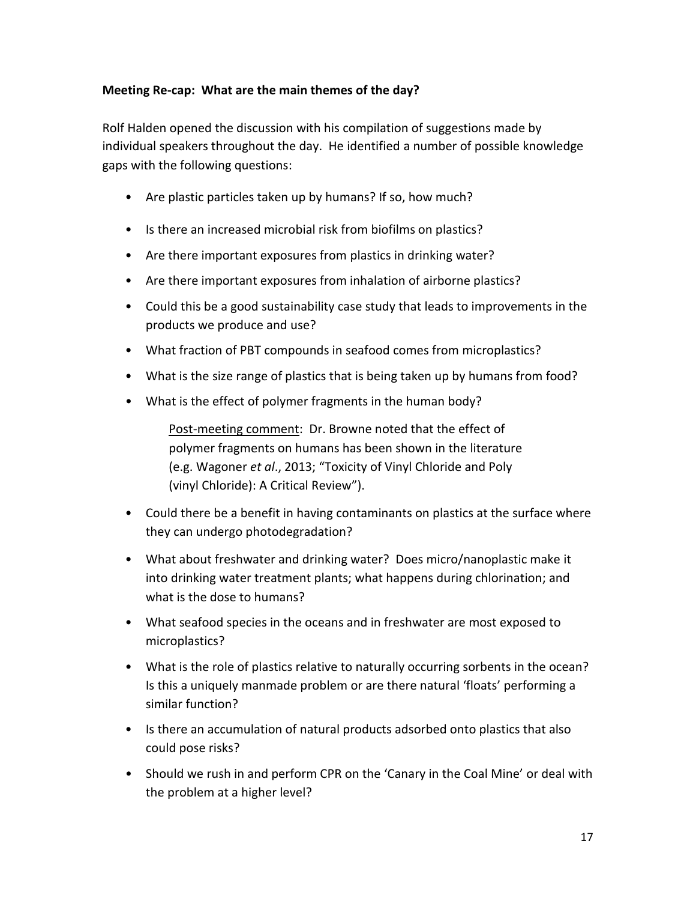**Meeting Re-cap: What are the main themes of the day?**

Rolf Halden opened the discussion with his compilation of suggestions made by individual speakers throughout the day. He identified a number of possible knowledge gaps with the following questions:

- Are plastic particles taken up by humans? If so, how much?
- Is there an increased microbial risk from biofilms on plastics?
- Are there important exposures from plastics in drinking water?
- Are there important exposures from inhalation of airborne plastics?
- Could this be a good sustainability case study that leads to improvements in the products we produce and use?
- What fraction of PBT compounds in seafood comes from microplastics?
- What is the size range of plastics that is being taken up by humans from food?
- What is the effect of polymer fragments in the human body?

  Post-meeting comment: Dr. Browne noted that the effect of polymer fragments on humans has been shown in the literature (e.g. Wagoner *et al*., 2013; "Toxicity of Vinyl Chloride and Poly (vinyl Chloride): A Critical Review").

- Could there be a benefit in having contaminants on plastics at the surface where they can undergo photodegradation?
- What about freshwater and drinking water? Does micro/nanoplastic make it into drinking water treatment plants; what happens during chlorination; and what is the dose to humans?
- What seafood species in the oceans and in freshwater are most exposed to microplastics?
- What is the role of plastics relative to naturally occurring sorbents in the ocean? Is this a uniquely manmade problem or are there natural 'floats' performing a similar function?
- Is there an accumulation of natural products adsorbed onto plastics that also could pose risks?
- Should we rush in and perform CPR on the 'Canary in the Coal Mine' or deal with the problem at a higher level?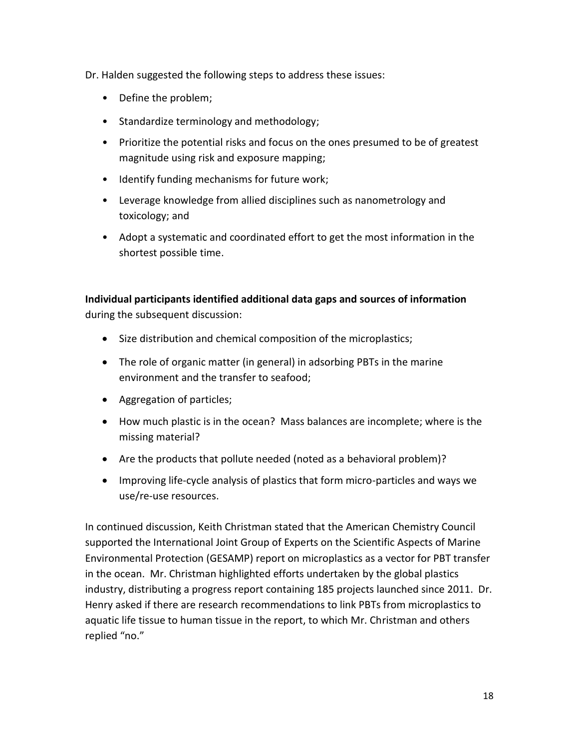Dr. Halden suggested the following steps to address these issues:

- Define the problem;
- Standardize terminology and methodology;
- Prioritize the potential risks and focus on the ones presumed to be of greatest magnitude using risk and exposure mapping;
- Identify funding mechanisms for future work;
- Leverage knowledge from allied disciplines such as nanometrology and toxicology; and
- Adopt a systematic and coordinated effort to get the most information in the shortest possible time.

**Individual participants identified additional data gaps and sources of information** during the subsequent discussion:

- Size distribution and chemical composition of the microplastics;
- The role of organic matter (in general) in adsorbing PBTs in the marine environment and the transfer to seafood;
- Aggregation of particles;
- How much plastic is in the ocean? Mass balances are incomplete; where is the missing material?
- Are the products that pollute needed (noted as a behavioral problem)?
- Improving life-cycle analysis of plastics that form micro-particles and ways we use/re-use resources.

In continued discussion, Keith Christman stated that the American Chemistry Council supported the International Joint Group of Experts on the Scientific Aspects of Marine Environmental Protection (GESAMP) report on microplastics as a vector for PBT transfer in the ocean. Mr. Christman highlighted efforts undertaken by the global plastics industry, distributing a progress report containing 185 projects launched since 2011. Dr. Henry asked if there are research recommendations to link PBTs from microplastics to aquatic life tissue to human tissue in the report, to which Mr. Christman and others replied "no."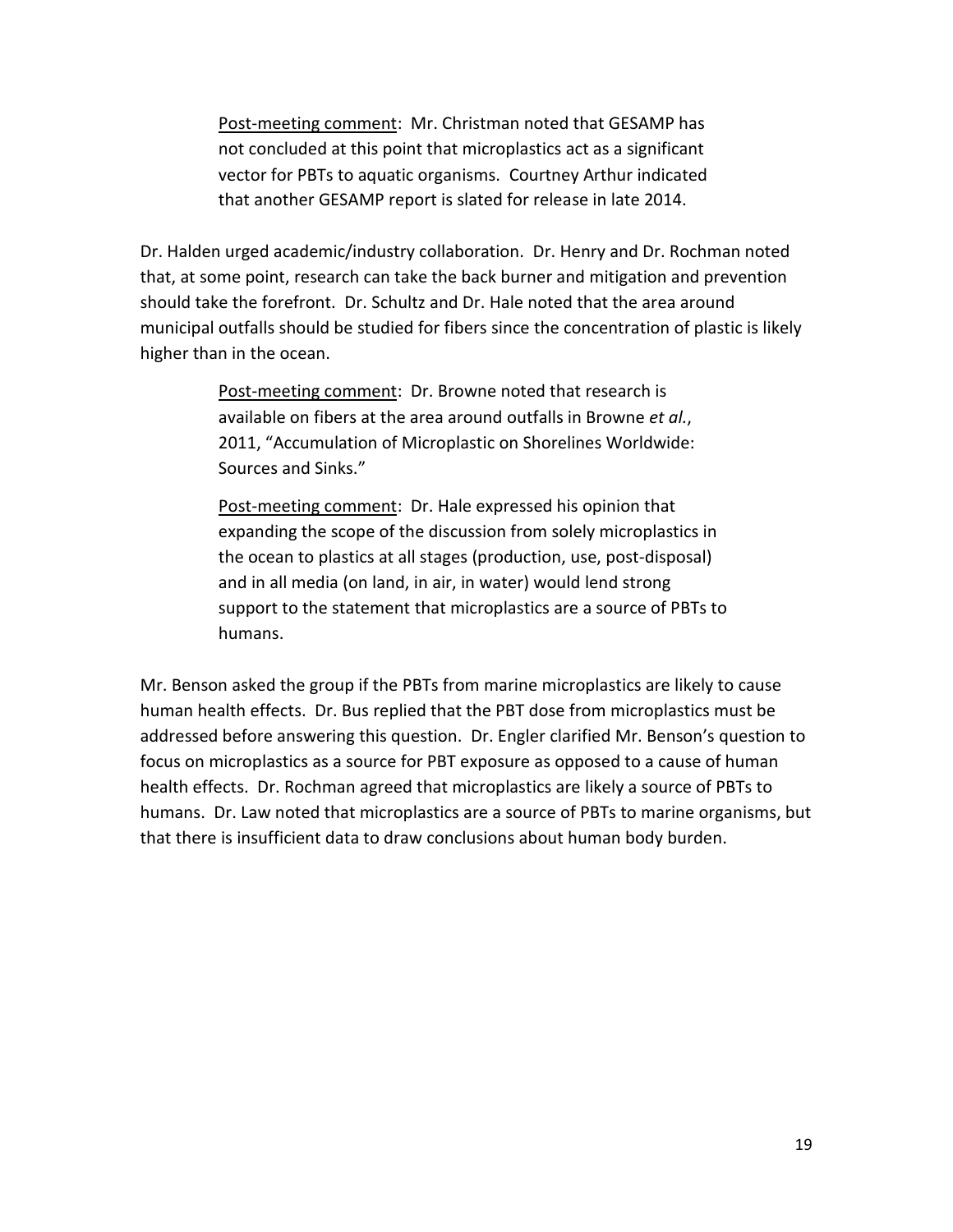> <u>Post-meeting comment</u>: Mr. Christman noted that GESAMP has not concluded at this point that microplastics act as a significant vector for PBTs to aquatic organisms. Courtney Arthur indicated that another GESAMP report is slated for release in late 2014.

Dr. Halden urged academic/industry collaboration. Dr. Henry and Dr. Rochman noted that, at some point, research can take the back burner and mitigation and prevention should take the forefront. Dr. Schultz and Dr. Hale noted that the area around municipal outfalls should be studied for fibers since the concentration of plastic is likely higher than in the ocean.

> <u>Post-meeting comment</u>: Dr. Browne noted that research is available on fibers at the area around outfalls in Browne *et al.*, 2011, "Accumulation of Microplastic on Shorelines Worldwide: Sources and Sinks."

> <u>Post-meeting comment</u>: Dr. Hale expressed his opinion that expanding the scope of the discussion from solely microplastics in the ocean to plastics at all stages (production, use, post-disposal) and in all media (on land, in air, in water) would lend strong support to the statement that microplastics are a source of PBTs to humans.

Mr. Benson asked the group if the PBTs from marine microplastics are likely to cause human health effects. Dr. Bus replied that the PBT dose from microplastics must be addressed before answering this question. Dr. Engler clarified Mr. Benson's question to focus on microplastics as a source for PBT exposure as opposed to a cause of human health effects. Dr. Rochman agreed that microplastics are likely a source of PBTs to humans. Dr. Law noted that microplastics are a source of PBTs to marine organisms, but that there is insufficient data to draw conclusions about human body burden.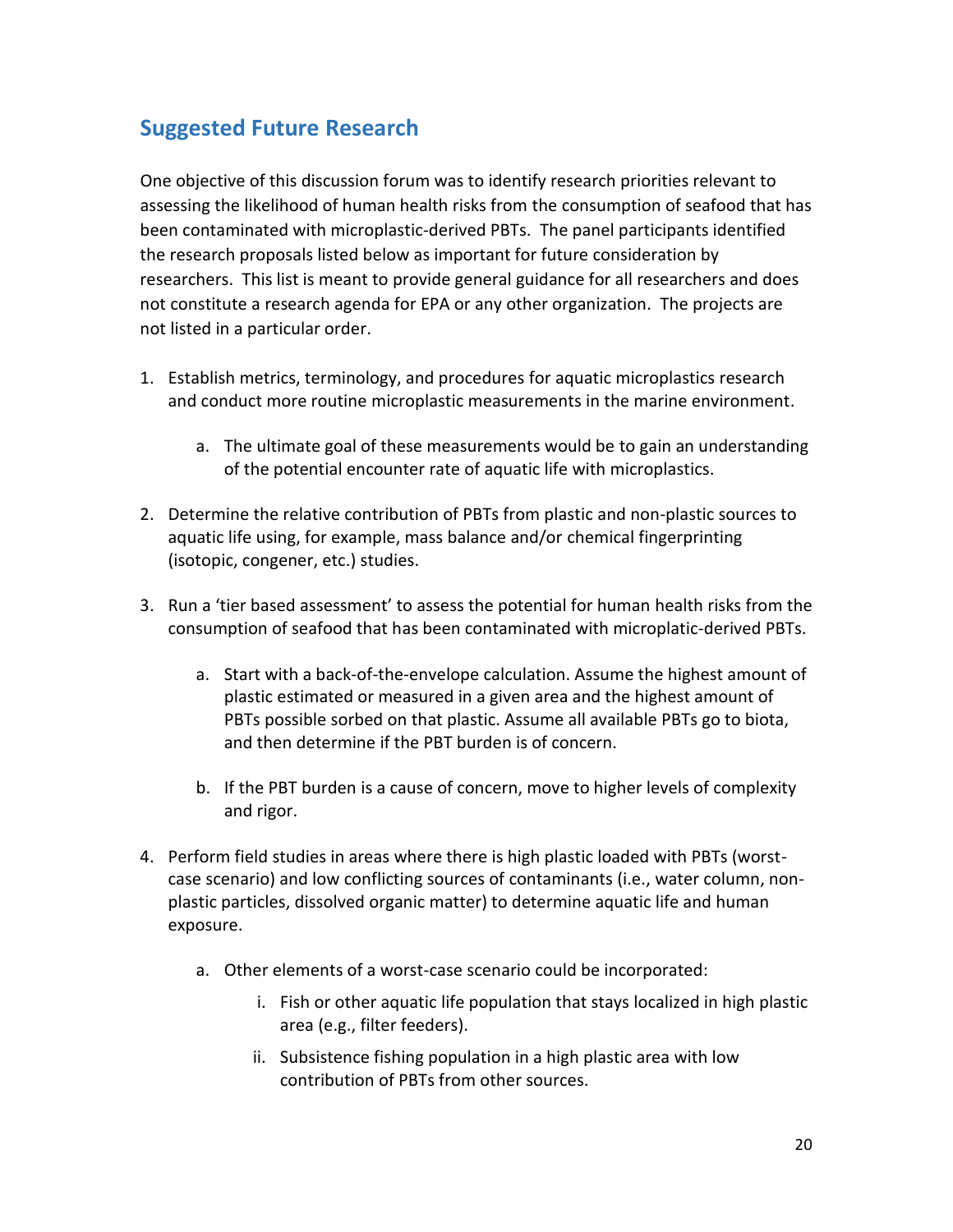## Suggested Future Research

One objective of this discussion forum was to identify research priorities relevant to assessing the likelihood of human health risks from the consumption of seafood that has been contaminated with microplastic-derived PBTs. The panel participants identified the research proposals listed below as important for future consideration by researchers. This list is meant to provide general guidance for all researchers and does not constitute a research agenda for EPA or any other organization. The projects are not listed in a particular order.

1. Establish metrics, terminology, and procedures for aquatic microplastics research and conduct more routine microplastic measurements in the marine environment.
    a. The ultimate goal of these measurements would be to gain an understanding of the potential encounter rate of aquatic life with microplastics.
2. Determine the relative contribution of PBTs from plastic and non-plastic sources to aquatic life using, for example, mass balance and/or chemical fingerprinting (isotopic, congener, etc.) studies.
3. Run a 'tier based assessment' to assess the potential for human health risks from the consumption of seafood that has been contaminated with microplatic-derived PBTs.
    a. Start with a back-of-the-envelope calculation. Assume the highest amount of plastic estimated or measured in a given area and the highest amount of PBTs possible sorbed on that plastic. Assume all available PBTs go to biota, and then determine if the PBT burden is of concern.
    b. If the PBT burden is a cause of concern, move to higher levels of complexity and rigor.
4. Perform field studies in areas where there is high plastic loaded with PBTs (worst-case scenario) and low conflicting sources of contaminants (i.e., water column, non-plastic particles, dissolved organic matter) to determine aquatic life and human exposure.
    a. Other elements of a worst-case scenario could be incorporated:
        i. Fish or other aquatic life population that stays localized in high plastic area (e.g., filter feeders).
        ii. Subsistence fishing population in a high plastic area with low contribution of PBTs from other sources.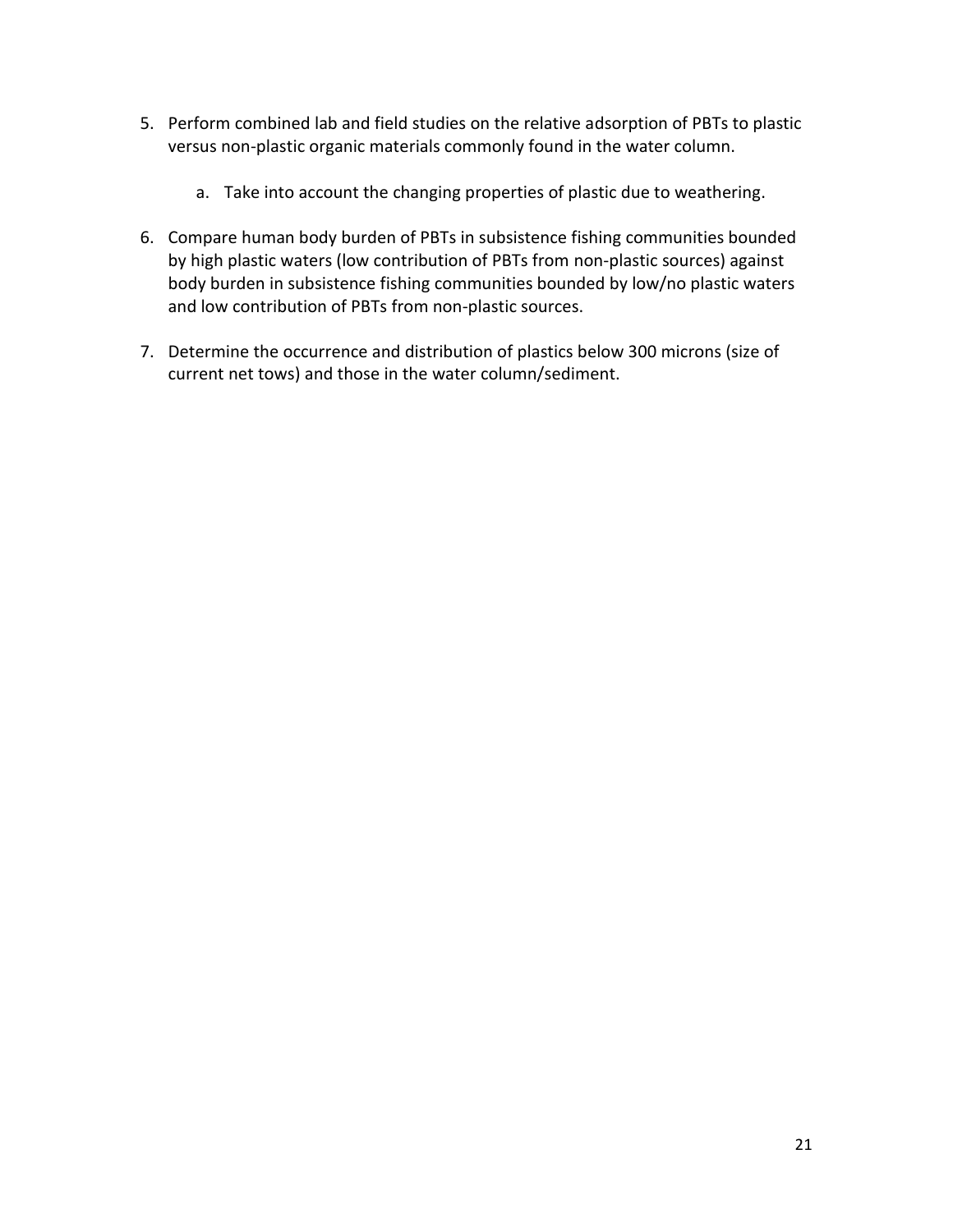5. Perform combined lab and field studies on the relative adsorption of PBTs to plastic versus non-plastic organic materials commonly found in the water column.

    a. Take into account the changing properties of plastic due to weathering.

6. Compare human body burden of PBTs in subsistence fishing communities bounded by high plastic waters (low contribution of PBTs from non-plastic sources) against body burden in subsistence fishing communities bounded by low/no plastic waters and low contribution of PBTs from non-plastic sources.

7. Determine the occurrence and distribution of plastics below 300 microns (size of current net tows) and those in the water column/sediment.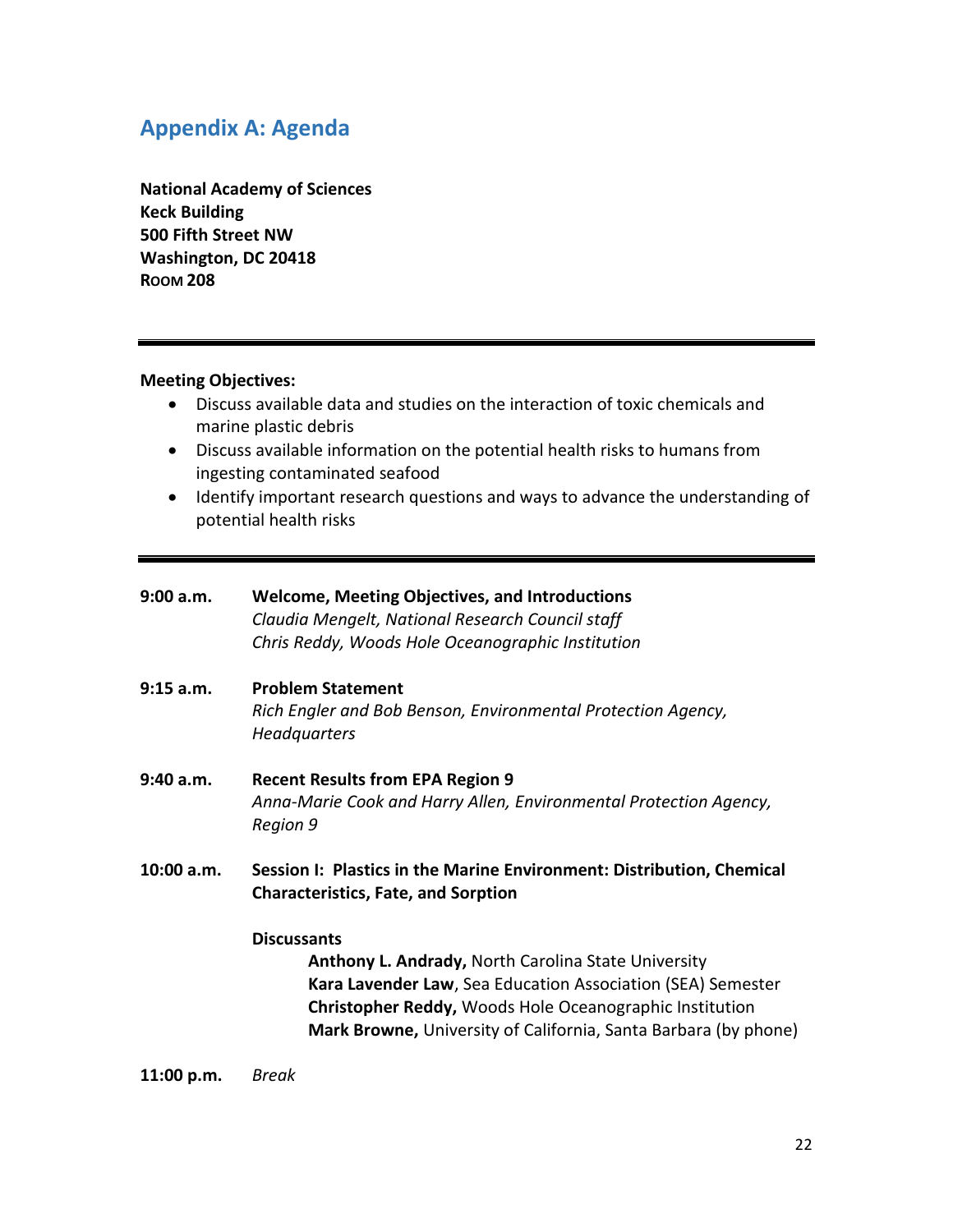## Appendix A: Agenda

**National Academy of Sciences**
**Keck Building**
**500 Fifth Street NW**
**Washington, DC 20418**
**Room 208**

---

**Meeting Objectives:**

- Discuss available data and studies on the interaction of toxic chemicals and marine plastic debris
- Discuss available information on the potential health risks to humans from ingesting contaminated seafood
- Identify important research questions and ways to advance the understanding of potential health risks

---

**9:00 a.m.** **Welcome, Meeting Objectives, and Introductions**
*Claudia Mengelt, National Research Council staff*
*Chris Reddy, Woods Hole Oceanographic Institution*

**9:15 a.m.** **Problem Statement**
*Rich Engler and Bob Benson, Environmental Protection Agency, Headquarters*

**9:40 a.m.** **Recent Results from EPA Region 9**
*Anna-Marie Cook and Harry Allen, Environmental Protection Agency, Region 9*

**10:00 a.m.** **Session I: Plastics in the Marine Environment: Distribution, Chemical Characteristics, Fate, and Sorption**

**Discussants**
**Anthony L. Andrady,** North Carolina State University
**Kara Lavender Law**, Sea Education Association (SEA) Semester
**Christopher Reddy,** Woods Hole Oceanographic Institution
**Mark Browne,** University of California, Santa Barbara (by phone)

**11:00 p.m.** *Break*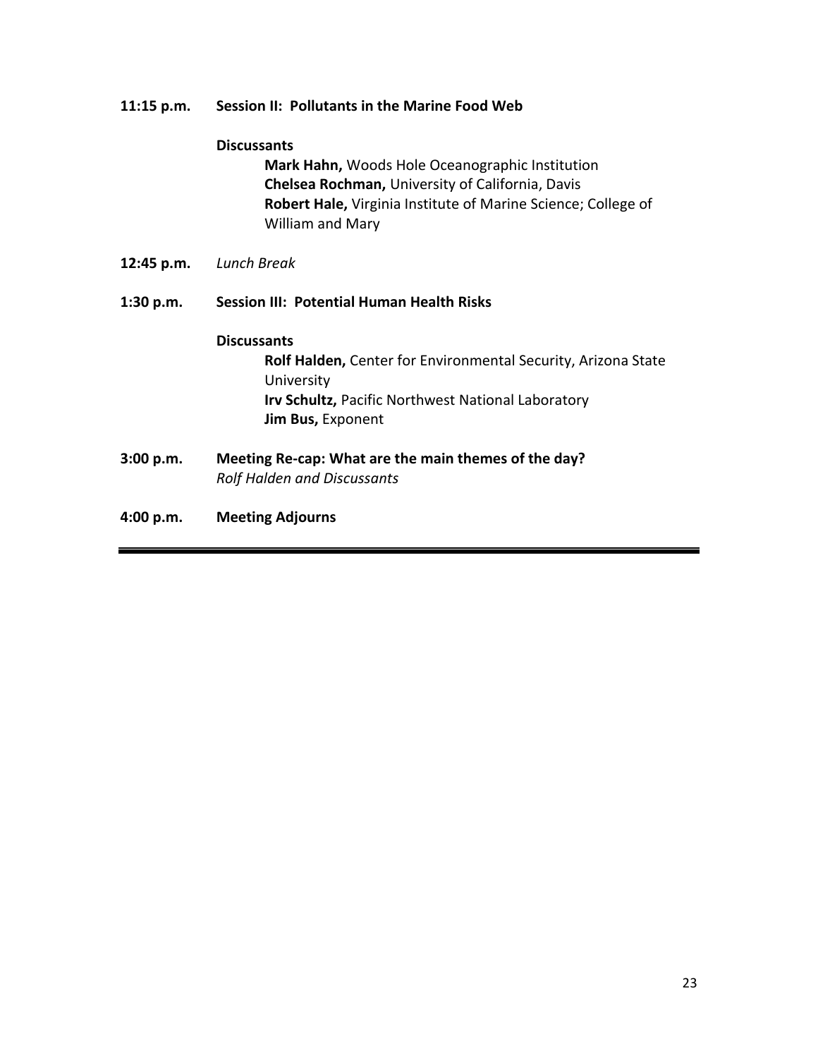**11:15 p.m.** **Session II: Pollutants in the Marine Food Web**

**Discussants**

- **Mark Hahn,** Woods Hole Oceanographic Institution
- **Chelsea Rochman,** University of California, Davis
- **Robert Hale,** Virginia Institute of Marine Science; College of William and Mary

**12:45 p.m.** *Lunch Break*

**1:30 p.m.** **Session III: Potential Human Health Risks**

**Discussants**

- **Rolf Halden,** Center for Environmental Security, Arizona State University
- **Irv Schultz,** Pacific Northwest National Laboratory
- **Jim Bus,** Exponent

**3:00 p.m.** **Meeting Re-cap: What are the main themes of the day?**
*Rolf Halden and Discussants*

**4:00 p.m.** **Meeting Adjourns**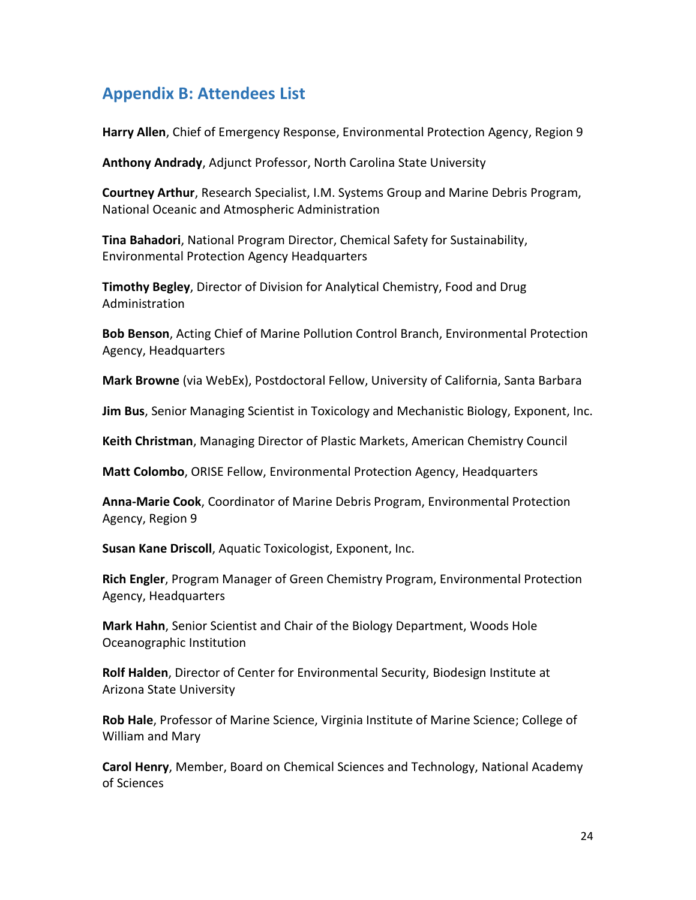## Appendix B: Attendees List

**Harry Allen**, Chief of Emergency Response, Environmental Protection Agency, Region 9

**Anthony Andrady**, Adjunct Professor, North Carolina State University

**Courtney Arthur**, Research Specialist, I.M. Systems Group and Marine Debris Program, National Oceanic and Atmospheric Administration

**Tina Bahadori**, National Program Director, Chemical Safety for Sustainability, Environmental Protection Agency Headquarters

**Timothy Begley**, Director of Division for Analytical Chemistry, Food and Drug Administration

**Bob Benson**, Acting Chief of Marine Pollution Control Branch, Environmental Protection Agency, Headquarters

**Mark Browne** (via WebEx), Postdoctoral Fellow, University of California, Santa Barbara

**Jim Bus**, Senior Managing Scientist in Toxicology and Mechanistic Biology, Exponent, Inc.

**Keith Christman**, Managing Director of Plastic Markets, American Chemistry Council

**Matt Colombo**, ORISE Fellow, Environmental Protection Agency, Headquarters

**Anna-Marie Cook**, Coordinator of Marine Debris Program, Environmental Protection Agency, Region 9

**Susan Kane Driscoll**, Aquatic Toxicologist, Exponent, Inc.

**Rich Engler**, Program Manager of Green Chemistry Program, Environmental Protection Agency, Headquarters

**Mark Hahn**, Senior Scientist and Chair of the Biology Department, Woods Hole Oceanographic Institution

**Rolf Halden**, Director of Center for Environmental Security, Biodesign Institute at Arizona State University

**Rob Hale**, Professor of Marine Science, Virginia Institute of Marine Science; College of William and Mary

**Carol Henry**, Member, Board on Chemical Sciences and Technology, National Academy of Sciences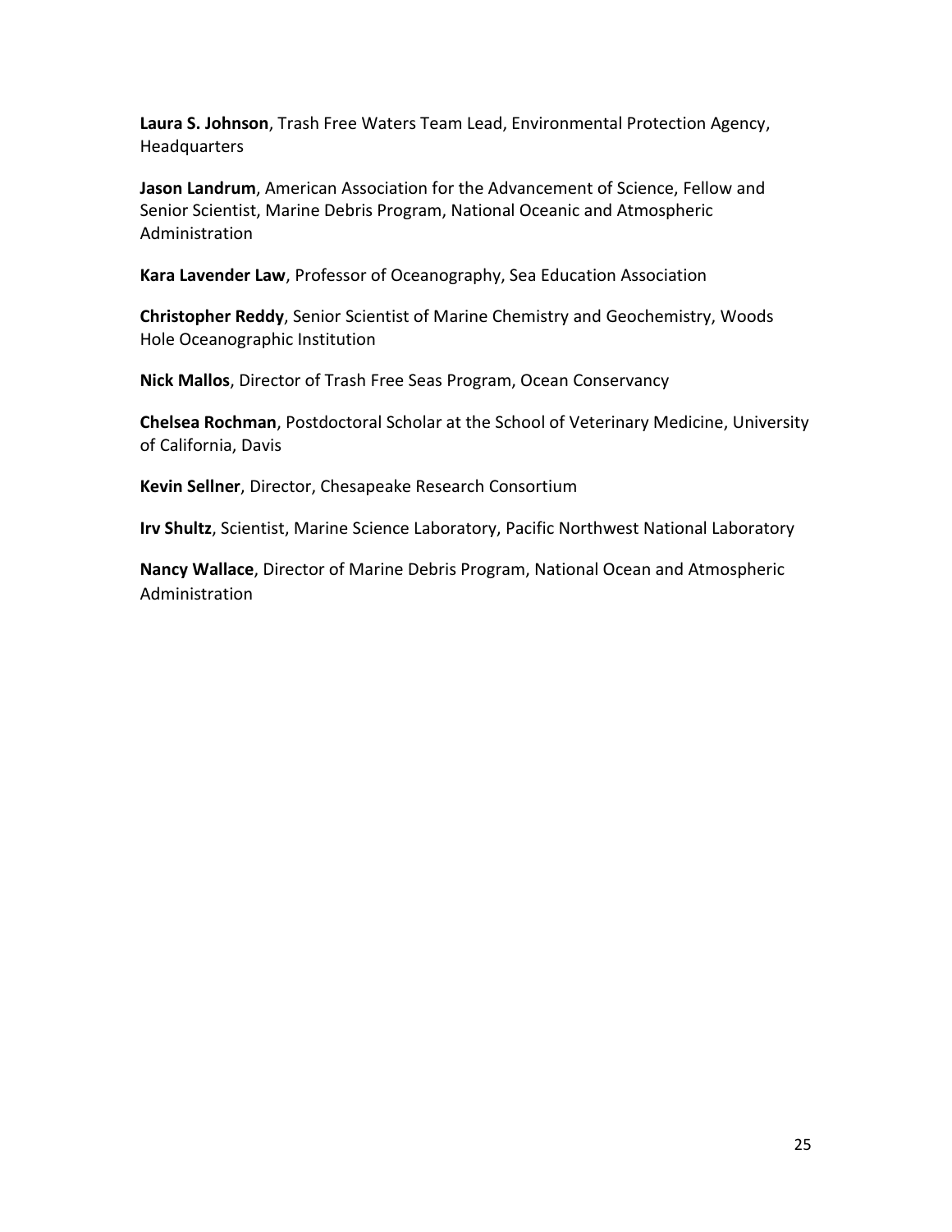**Laura S. Johnson**, Trash Free Waters Team Lead, Environmental Protection Agency, Headquarters

**Jason Landrum**, American Association for the Advancement of Science, Fellow and Senior Scientist, Marine Debris Program, National Oceanic and Atmospheric Administration

**Kara Lavender Law**, Professor of Oceanography, Sea Education Association

**Christopher Reddy**, Senior Scientist of Marine Chemistry and Geochemistry, Woods Hole Oceanographic Institution

**Nick Mallos**, Director of Trash Free Seas Program, Ocean Conservancy

**Chelsea Rochman**, Postdoctoral Scholar at the School of Veterinary Medicine, University of California, Davis

**Kevin Sellner**, Director, Chesapeake Research Consortium

**Irv Shultz**, Scientist, Marine Science Laboratory, Pacific Northwest National Laboratory

**Nancy Wallace**, Director of Marine Debris Program, National Ocean and Atmospheric Administration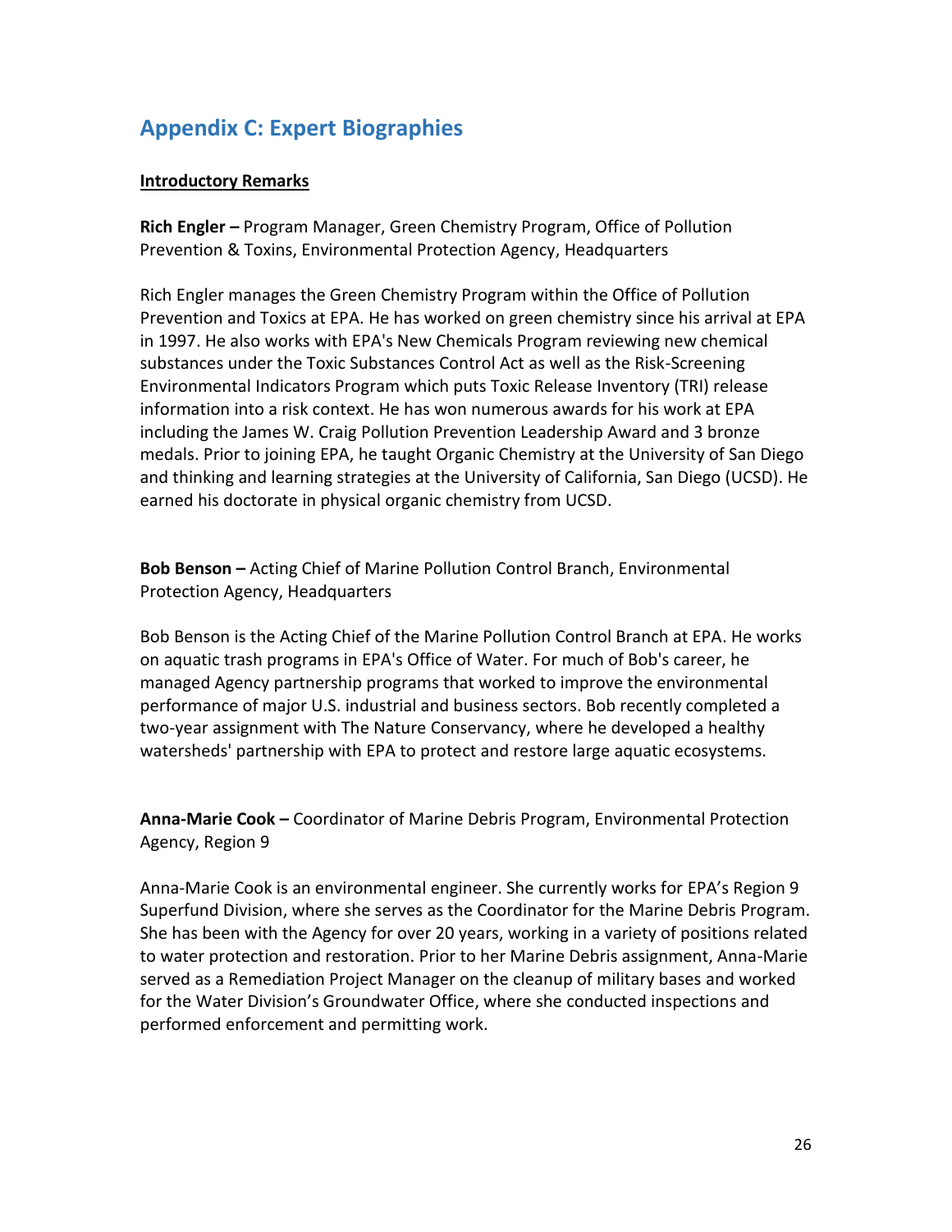## Appendix C: Expert Biographies

**Introductory Remarks**

**Rich Engler –** Program Manager, Green Chemistry Program, Office of Pollution Prevention & Toxins, Environmental Protection Agency, Headquarters

Rich Engler manages the Green Chemistry Program within the Office of Pollution Prevention and Toxics at EPA. He has worked on green chemistry since his arrival at EPA in 1997. He also works with EPA's New Chemicals Program reviewing new chemical substances under the Toxic Substances Control Act as well as the Risk-Screening Environmental Indicators Program which puts Toxic Release Inventory (TRI) release information into a risk context. He has won numerous awards for his work at EPA including the James W. Craig Pollution Prevention Leadership Award and 3 bronze medals. Prior to joining EPA, he taught Organic Chemistry at the University of San Diego and thinking and learning strategies at the University of California, San Diego (UCSD). He earned his doctorate in physical organic chemistry from UCSD.

**Bob Benson –** Acting Chief of Marine Pollution Control Branch, Environmental Protection Agency, Headquarters

Bob Benson is the Acting Chief of the Marine Pollution Control Branch at EPA. He works on aquatic trash programs in EPA's Office of Water. For much of Bob's career, he managed Agency partnership programs that worked to improve the environmental performance of major U.S. industrial and business sectors. Bob recently completed a two-year assignment with The Nature Conservancy, where he developed a healthy watersheds' partnership with EPA to protect and restore large aquatic ecosystems.

**Anna-Marie Cook –** Coordinator of Marine Debris Program, Environmental Protection Agency, Region 9

Anna-Marie Cook is an environmental engineer. She currently works for EPA's Region 9 Superfund Division, where she serves as the Coordinator for the Marine Debris Program. She has been with the Agency for over 20 years, working in a variety of positions related to water protection and restoration. Prior to her Marine Debris assignment, Anna-Marie served as a Remediation Project Manager on the cleanup of military bases and worked for the Water Division's Groundwater Office, where she conducted inspections and performed enforcement and permitting work.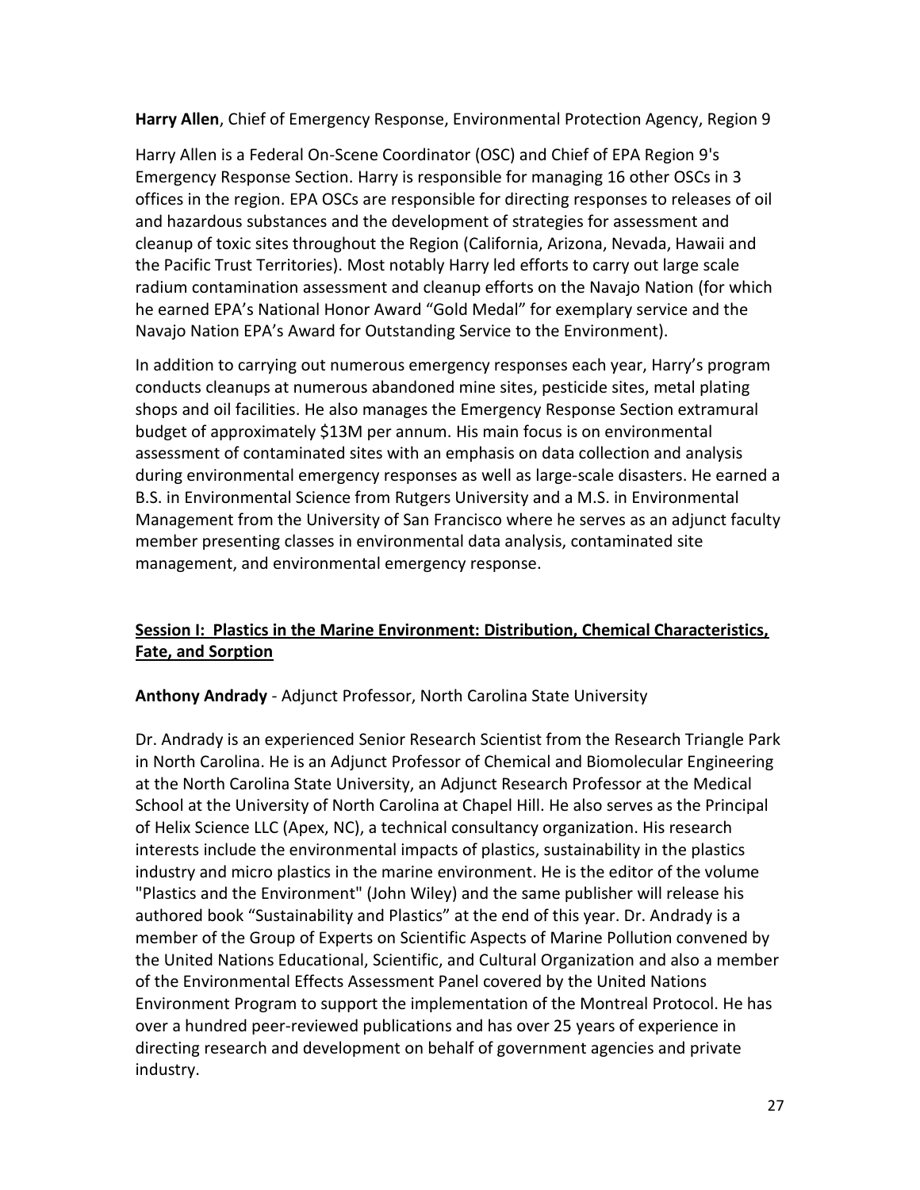**Harry Allen**, Chief of Emergency Response, Environmental Protection Agency, Region 9

Harry Allen is a Federal On-Scene Coordinator (OSC) and Chief of EPA Region 9's Emergency Response Section. Harry is responsible for managing 16 other OSCs in 3 offices in the region. EPA OSCs are responsible for directing responses to releases of oil and hazardous substances and the development of strategies for assessment and cleanup of toxic sites throughout the Region (California, Arizona, Nevada, Hawaii and the Pacific Trust Territories). Most notably Harry led efforts to carry out large scale radium contamination assessment and cleanup efforts on the Navajo Nation (for which he earned EPA's National Honor Award "Gold Medal" for exemplary service and the Navajo Nation EPA's Award for Outstanding Service to the Environment).

In addition to carrying out numerous emergency responses each year, Harry's program conducts cleanups at numerous abandoned mine sites, pesticide sites, metal plating shops and oil facilities. He also manages the Emergency Response Section extramural budget of approximately $13M per annum. His main focus is on environmental assessment of contaminated sites with an emphasis on data collection and analysis during environmental emergency responses as well as large-scale disasters. He earned a B.S. in Environmental Science from Rutgers University and a M.S. in Environmental Management from the University of San Francisco where he serves as an adjunct faculty member presenting classes in environmental data analysis, contaminated site management, and environmental emergency response.

## Session I: Plastics in the Marine Environment: Distribution, Chemical Characteristics, Fate, and Sorption

**Anthony Andrady** - Adjunct Professor, North Carolina State University

Dr. Andrady is an experienced Senior Research Scientist from the Research Triangle Park in North Carolina. He is an Adjunct Professor of Chemical and Biomolecular Engineering at the North Carolina State University, an Adjunct Research Professor at the Medical School at the University of North Carolina at Chapel Hill. He also serves as the Principal of Helix Science LLC (Apex, NC), a technical consultancy organization. His research interests include the environmental impacts of plastics, sustainability in the plastics industry and micro plastics in the marine environment. He is the editor of the volume "Plastics and the Environment" (John Wiley) and the same publisher will release his authored book "Sustainability and Plastics" at the end of this year. Dr. Andrady is a member of the Group of Experts on Scientific Aspects of Marine Pollution convened by the United Nations Educational, Scientific, and Cultural Organization and also a member of the Environmental Effects Assessment Panel covered by the United Nations Environment Program to support the implementation of the Montreal Protocol. He has over a hundred peer-reviewed publications and has over 25 years of experience in directing research and development on behalf of government agencies and private industry.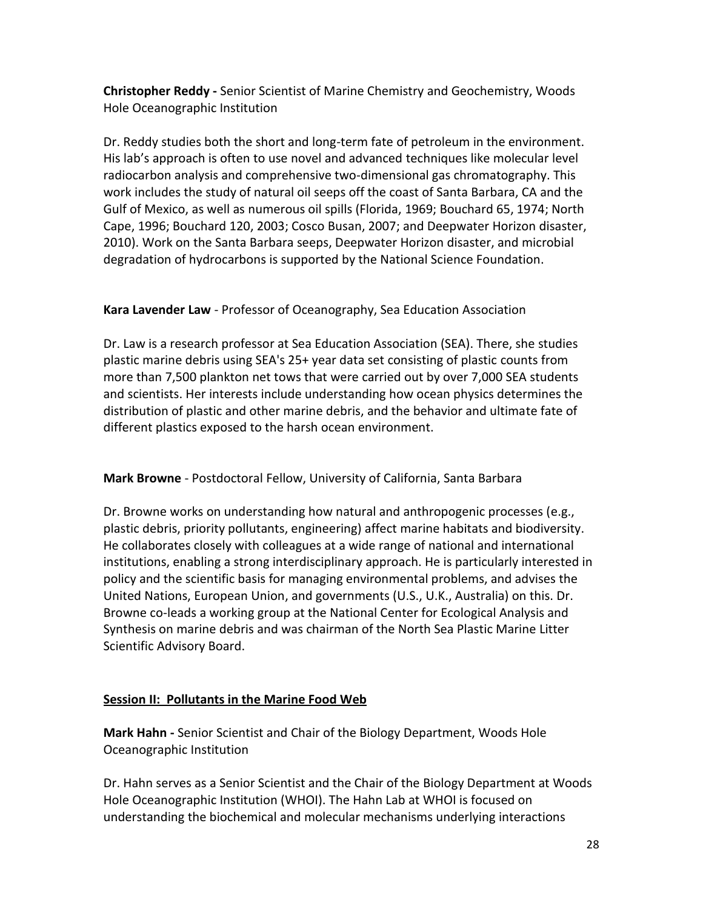**Christopher Reddy -** Senior Scientist of Marine Chemistry and Geochemistry, Woods Hole Oceanographic Institution

Dr. Reddy studies both the short and long-term fate of petroleum in the environment. His lab's approach is often to use novel and advanced techniques like molecular level radiocarbon analysis and comprehensive two-dimensional gas chromatography. This work includes the study of natural oil seeps off the coast of Santa Barbara, CA and the Gulf of Mexico, as well as numerous oil spills (Florida, 1969; Bouchard 65, 1974; North Cape, 1996; Bouchard 120, 2003; Cosco Busan, 2007; and Deepwater Horizon disaster, 2010). Work on the Santa Barbara seeps, Deepwater Horizon disaster, and microbial degradation of hydrocarbons is supported by the National Science Foundation.

**Kara Lavender Law** - Professor of Oceanography, Sea Education Association

Dr. Law is a research professor at Sea Education Association (SEA). There, she studies plastic marine debris using SEA's 25+ year data set consisting of plastic counts from more than 7,500 plankton net tows that were carried out by over 7,000 SEA students and scientists. Her interests include understanding how ocean physics determines the distribution of plastic and other marine debris, and the behavior and ultimate fate of different plastics exposed to the harsh ocean environment.

**Mark Browne** - Postdoctoral Fellow, University of California, Santa Barbara

Dr. Browne works on understanding how natural and anthropogenic processes (e.g., plastic debris, priority pollutants, engineering) affect marine habitats and biodiversity. He collaborates closely with colleagues at a wide range of national and international institutions, enabling a strong interdisciplinary approach. He is particularly interested in policy and the scientific basis for managing environmental problems, and advises the United Nations, European Union, and governments (U.S., U.K., Australia) on this. Dr. Browne co-leads a working group at the National Center for Ecological Analysis and Synthesis on marine debris and was chairman of the North Sea Plastic Marine Litter Scientific Advisory Board.

## Session II: Pollutants in the Marine Food Web

**Mark Hahn -** Senior Scientist and Chair of the Biology Department, Woods Hole Oceanographic Institution

Dr. Hahn serves as a Senior Scientist and the Chair of the Biology Department at Woods Hole Oceanographic Institution (WHOI). The Hahn Lab at WHOI is focused on understanding the biochemical and molecular mechanisms underlying interactions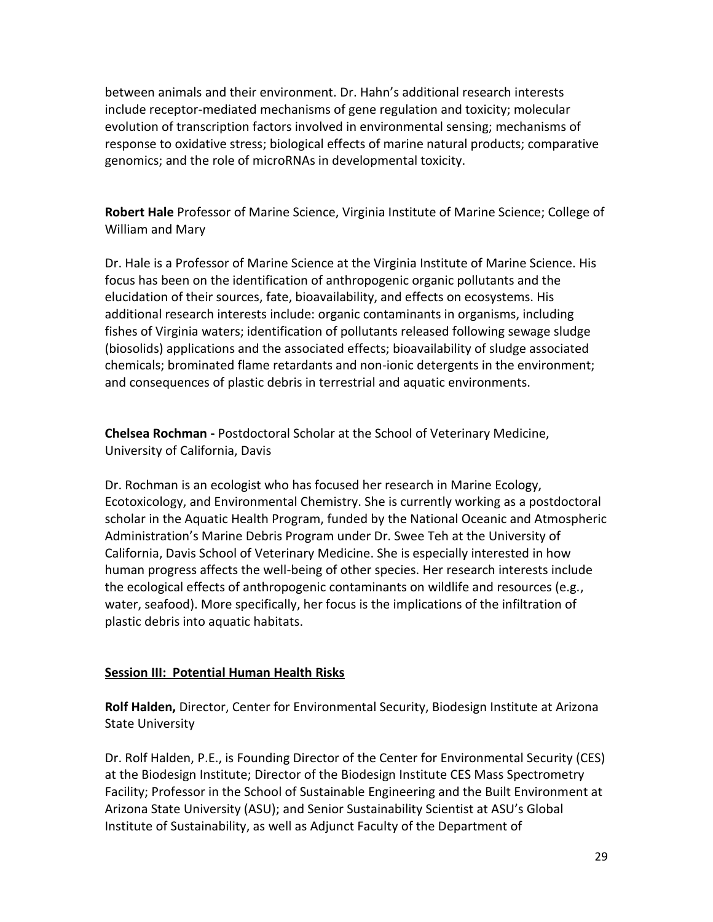between animals and their environment. Dr. Hahn's additional research interests include receptor-mediated mechanisms of gene regulation and toxicity; molecular evolution of transcription factors involved in environmental sensing; mechanisms of response to oxidative stress; biological effects of marine natural products; comparative genomics; and the role of microRNAs in developmental toxicity.

**Robert Hale** Professor of Marine Science, Virginia Institute of Marine Science; College of William and Mary

Dr. Hale is a Professor of Marine Science at the Virginia Institute of Marine Science. His focus has been on the identification of anthropogenic organic pollutants and the elucidation of their sources, fate, bioavailability, and effects on ecosystems. His additional research interests include: organic contaminants in organisms, including fishes of Virginia waters; identification of pollutants released following sewage sludge (biosolids) applications and the associated effects; bioavailability of sludge associated chemicals; brominated flame retardants and non-ionic detergents in the environment; and consequences of plastic debris in terrestrial and aquatic environments.

**Chelsea Rochman -** Postdoctoral Scholar at the School of Veterinary Medicine, University of California, Davis

Dr. Rochman is an ecologist who has focused her research in Marine Ecology, Ecotoxicology, and Environmental Chemistry. She is currently working as a postdoctoral scholar in the Aquatic Health Program, funded by the National Oceanic and Atmospheric Administration's Marine Debris Program under Dr. Swee Teh at the University of California, Davis School of Veterinary Medicine. She is especially interested in how human progress affects the well-being of other species. Her research interests include the ecological effects of anthropogenic contaminants on wildlife and resources (e.g., water, seafood). More specifically, her focus is the implications of the infiltration of plastic debris into aquatic habitats.

## Session III: Potential Human Health Risks

**Rolf Halden,** Director, Center for Environmental Security, Biodesign Institute at Arizona State University

Dr. Rolf Halden, P.E., is Founding Director of the Center for Environmental Security (CES) at the Biodesign Institute; Director of the Biodesign Institute CES Mass Spectrometry Facility; Professor in the School of Sustainable Engineering and the Built Environment at Arizona State University (ASU); and Senior Sustainability Scientist at ASU's Global Institute of Sustainability, as well as Adjunct Faculty of the Department of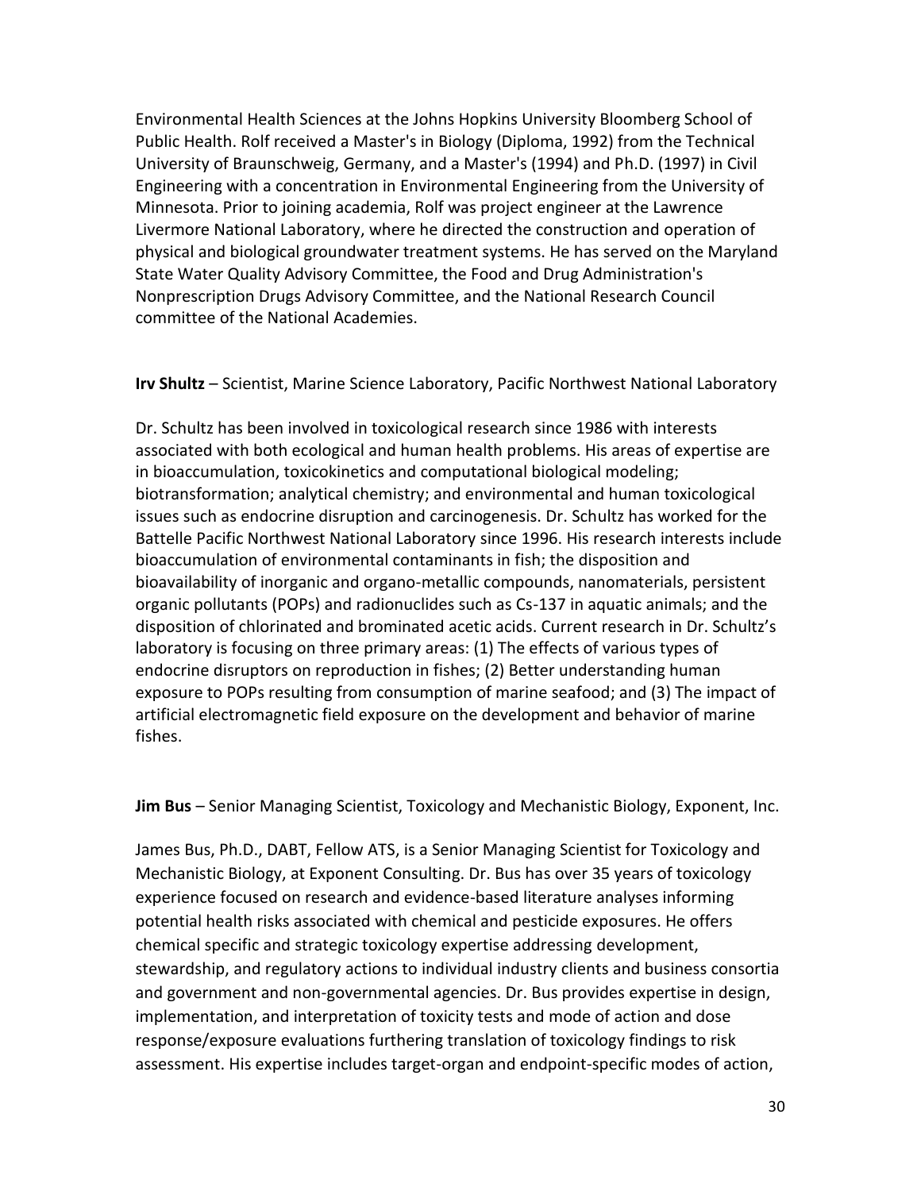Environmental Health Sciences at the Johns Hopkins University Bloomberg School of Public Health. Rolf received a Master's in Biology (Diploma, 1992) from the Technical University of Braunschweig, Germany, and a Master's (1994) and Ph.D. (1997) in Civil Engineering with a concentration in Environmental Engineering from the University of Minnesota. Prior to joining academia, Rolf was project engineer at the Lawrence Livermore National Laboratory, where he directed the construction and operation of physical and biological groundwater treatment systems. He has served on the Maryland State Water Quality Advisory Committee, the Food and Drug Administration's Nonprescription Drugs Advisory Committee, and the National Research Council committee of the National Academies.

**Irv Shultz** – Scientist, Marine Science Laboratory, Pacific Northwest National Laboratory

Dr. Schultz has been involved in toxicological research since 1986 with interests associated with both ecological and human health problems. His areas of expertise are in bioaccumulation, toxicokinetics and computational biological modeling; biotransformation; analytical chemistry; and environmental and human toxicological issues such as endocrine disruption and carcinogenesis. Dr. Schultz has worked for the Battelle Pacific Northwest National Laboratory since 1996. His research interests include bioaccumulation of environmental contaminants in fish; the disposition and bioavailability of inorganic and organo-metallic compounds, nanomaterials, persistent organic pollutants (POPs) and radionuclides such as Cs-137 in aquatic animals; and the disposition of chlorinated and brominated acetic acids. Current research in Dr. Schultz's laboratory is focusing on three primary areas: (1) The effects of various types of endocrine disruptors on reproduction in fishes; (2) Better understanding human exposure to POPs resulting from consumption of marine seafood; and (3) The impact of artificial electromagnetic field exposure on the development and behavior of marine fishes.

**Jim Bus** – Senior Managing Scientist, Toxicology and Mechanistic Biology, Exponent, Inc.

James Bus, Ph.D., DABT, Fellow ATS, is a Senior Managing Scientist for Toxicology and Mechanistic Biology, at Exponent Consulting. Dr. Bus has over 35 years of toxicology experience focused on research and evidence-based literature analyses informing potential health risks associated with chemical and pesticide exposures. He offers chemical specific and strategic toxicology expertise addressing development, stewardship, and regulatory actions to individual industry clients and business consortia and government and non-governmental agencies. Dr. Bus provides expertise in design, implementation, and interpretation of toxicity tests and mode of action and dose response/exposure evaluations furthering translation of toxicology findings to risk assessment. His expertise includes target-organ and endpoint-specific modes of action,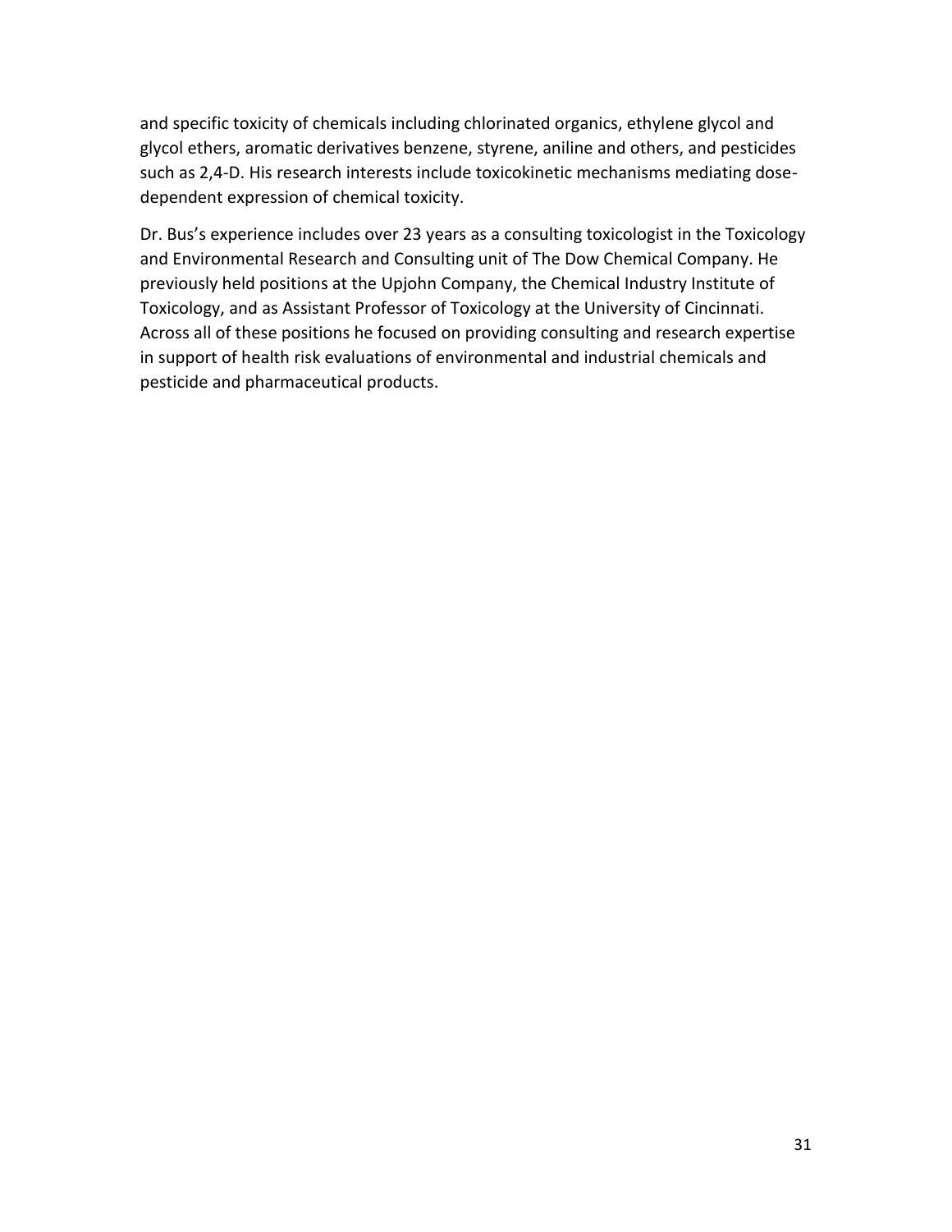and specific toxicity of chemicals including chlorinated organics, ethylene glycol and glycol ethers, aromatic derivatives benzene, styrene, aniline and others, and pesticides such as 2,4-D. His research interests include toxicokinetic mechanisms mediating dose-dependent expression of chemical toxicity.

Dr. Bus's experience includes over 23 years as a consulting toxicologist in the Toxicology and Environmental Research and Consulting unit of The Dow Chemical Company. He previously held positions at the Upjohn Company, the Chemical Industry Institute of Toxicology, and as Assistant Professor of Toxicology at the University of Cincinnati. Across all of these positions he focused on providing consulting and research expertise in support of health risk evaluations of environmental and industrial chemicals and pesticide and pharmaceutical products.